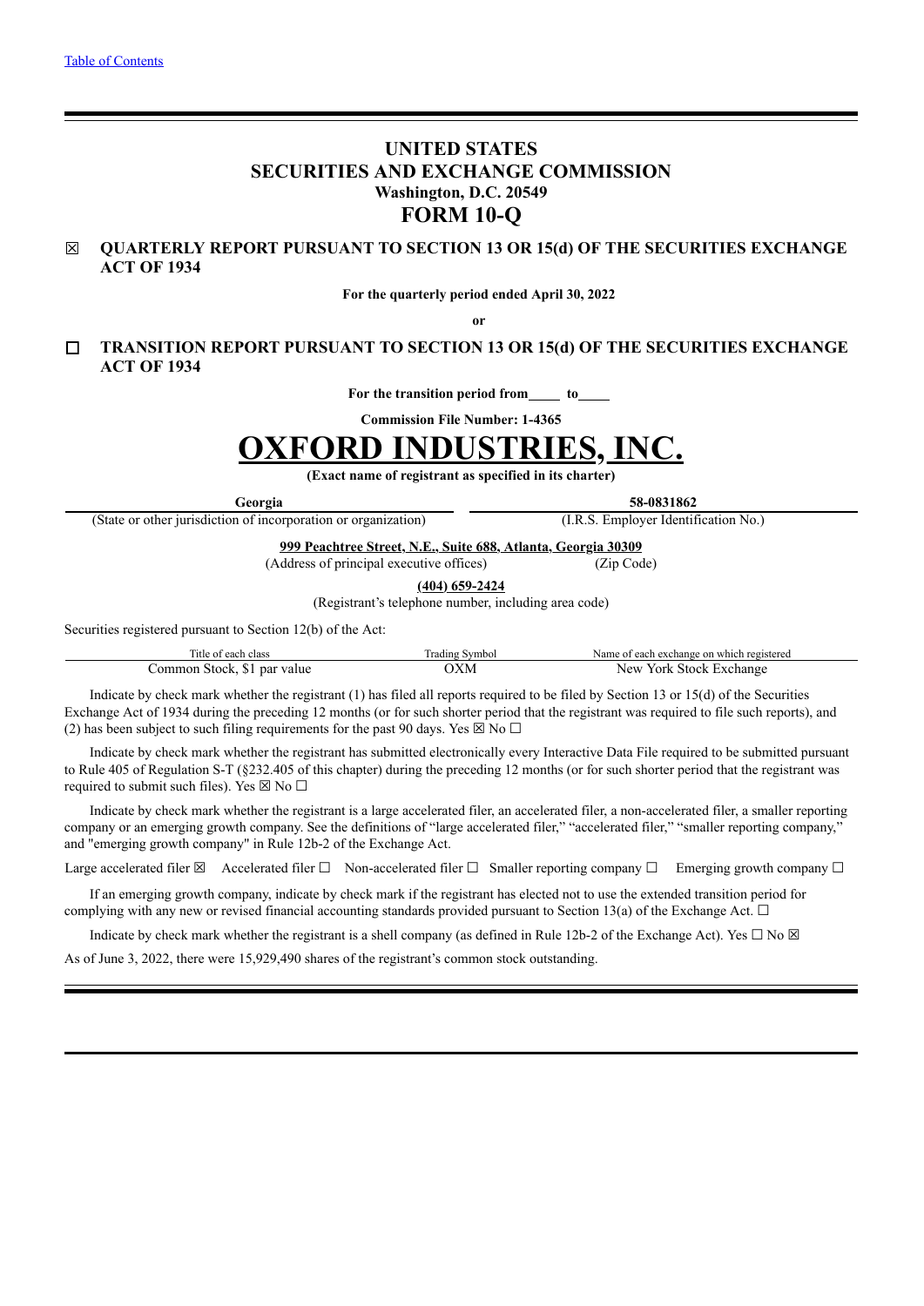[Table of Contents]

# UNITED STATES
# SECURITIES AND EXCHANGE COMMISSION
**Washington, D.C. 20549**
# FORM 10-Q

☒ **QUARTERLY REPORT PURSUANT TO SECTION 13 OR 15(d) OF THE SECURITIES EXCHANGE ACT OF 1934**

**For the quarterly period ended April 30, 2022**

**or**

☐ **TRANSITION REPORT PURSUANT TO SECTION 13 OR 15(d) OF THE SECURITIES EXCHANGE ACT OF 1934**

**For the transition period from\_\_\_\_\_ to\_\_\_\_\_**

**Commission File Number: 1-4365**

# OXFORD INDUSTRIES, INC.

**(Exact name of registrant as specified in its charter)**

| **Georgia** | **58-0831862** |
|---|---|
| (State or other jurisdiction of incorporation or organization) | (I.R.S. Employer Identification No.) |

**999 Peachtree Street, N.E., Suite 688, Atlanta, Georgia 30309**
(Address of principal executive offices) (Zip Code)

**(404) 659-2424**
(Registrant's telephone number, including area code)

Securities registered pursuant to Section 12(b) of the Act:

| Title of each class | Trading Symbol | Name of each exchange on which registered |
|---|---|---|
| Common Stock, $1 par value | OXM | New York Stock Exchange |

Indicate by check mark whether the registrant (1) has filed all reports required to be filed by Section 13 or 15(d) of the Securities Exchange Act of 1934 during the preceding 12 months (or for such shorter period that the registrant was required to file such reports), and (2) has been subject to such filing requirements for the past 90 days. Yes ☒ No ☐

Indicate by check mark whether the registrant has submitted electronically every Interactive Data File required to be submitted pursuant to Rule 405 of Regulation S-T (§232.405 of this chapter) during the preceding 12 months (or for such shorter period that the registrant was required to submit such files). Yes ☒ No ☐

Indicate by check mark whether the registrant is a large accelerated filer, an accelerated filer, a non-accelerated filer, a smaller reporting company or an emerging growth company. See the definitions of "large accelerated filer," "accelerated filer," "smaller reporting company," and "emerging growth company" in Rule 12b-2 of the Exchange Act.

Large accelerated filer ☒ Accelerated filer ☐ Non-accelerated filer ☐ Smaller reporting company ☐ Emerging growth company ☐

If an emerging growth company, indicate by check mark if the registrant has elected not to use the extended transition period for complying with any new or revised financial accounting standards provided pursuant to Section 13(a) of the Exchange Act. ☐

Indicate by check mark whether the registrant is a shell company (as defined in Rule 12b-2 of the Exchange Act). Yes ☐ No ☒

As of June 3, 2022, there were 15,929,490 shares of the registrant's common stock outstanding.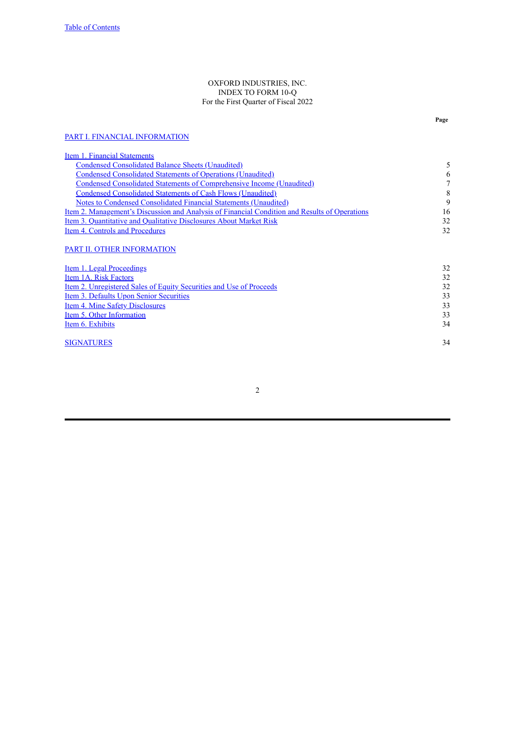OXFORD INDUSTRIES, INC.
INDEX TO FORM 10-Q
For the First Quarter of Fiscal 2022

| | Page |
|---|---|
| PART I. FINANCIAL INFORMATION | |
| Item 1. Financial Statements | |
| Condensed Consolidated Balance Sheets (Unaudited) | 5 |
| Condensed Consolidated Statements of Operations (Unaudited) | 6 |
| Condensed Consolidated Statements of Comprehensive Income (Unaudited) | 7 |
| Condensed Consolidated Statements of Cash Flows (Unaudited) | 8 |
| Notes to Condensed Consolidated Financial Statements (Unaudited) | 9 |
| Item 2. Management's Discussion and Analysis of Financial Condition and Results of Operations | 16 |
| Item 3. Quantitative and Qualitative Disclosures About Market Risk | 32 |
| Item 4. Controls and Procedures | 32 |
| PART II. OTHER INFORMATION | |
| Item 1. Legal Proceedings | 32 |
| Item 1A. Risk Factors | 32 |
| Item 2. Unregistered Sales of Equity Securities and Use of Proceeds | 32 |
| Item 3. Defaults Upon Senior Securities | 33 |
| Item 4. Mine Safety Disclosures | 33 |
| Item 5. Other Information | 33 |
| Item 6. Exhibits | 34 |
| SIGNATURES | 34 |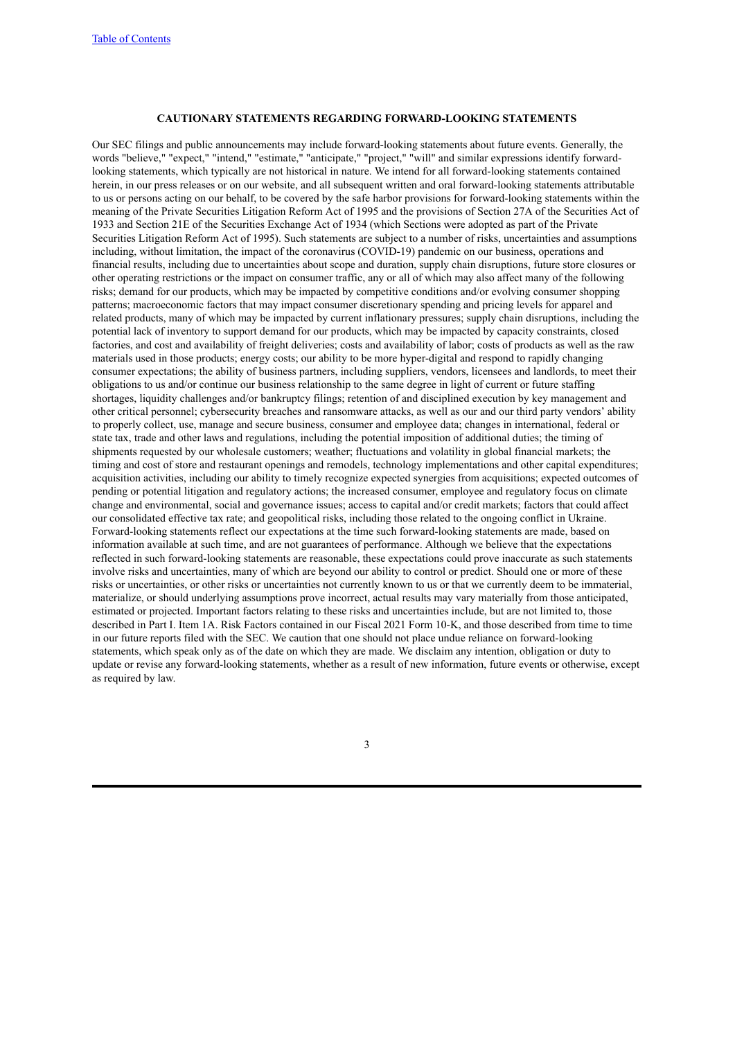## CAUTIONARY STATEMENTS REGARDING FORWARD-LOOKING STATEMENTS

Our SEC filings and public announcements may include forward-looking statements about future events. Generally, the words "believe," "expect," "intend," "estimate," "anticipate," "project," "will" and similar expressions identify forward-looking statements, which typically are not historical in nature. We intend for all forward-looking statements contained herein, in our press releases or on our website, and all subsequent written and oral forward-looking statements attributable to us or persons acting on our behalf, to be covered by the safe harbor provisions for forward-looking statements within the meaning of the Private Securities Litigation Reform Act of 1995 and the provisions of Section 27A of the Securities Act of 1933 and Section 21E of the Securities Exchange Act of 1934 (which Sections were adopted as part of the Private Securities Litigation Reform Act of 1995). Such statements are subject to a number of risks, uncertainties and assumptions including, without limitation, the impact of the coronavirus (COVID-19) pandemic on our business, operations and financial results, including due to uncertainties about scope and duration, supply chain disruptions, future store closures or other operating restrictions or the impact on consumer traffic, any or all of which may also affect many of the following risks; demand for our products, which may be impacted by competitive conditions and/or evolving consumer shopping patterns; macroeconomic factors that may impact consumer discretionary spending and pricing levels for apparel and related products, many of which may be impacted by current inflationary pressures; supply chain disruptions, including the potential lack of inventory to support demand for our products, which may be impacted by capacity constraints, closed factories, and cost and availability of freight deliveries; costs and availability of labor; costs of products as well as the raw materials used in those products; energy costs; our ability to be more hyper-digital and respond to rapidly changing consumer expectations; the ability of business partners, including suppliers, vendors, licensees and landlords, to meet their obligations to us and/or continue our business relationship to the same degree in light of current or future staffing shortages, liquidity challenges and/or bankruptcy filings; retention of and disciplined execution by key management and other critical personnel; cybersecurity breaches and ransomware attacks, as well as our and our third party vendors' ability to properly collect, use, manage and secure business, consumer and employee data; changes in international, federal or state tax, trade and other laws and regulations, including the potential imposition of additional duties; the timing of shipments requested by our wholesale customers; weather; fluctuations and volatility in global financial markets; the timing and cost of store and restaurant openings and remodels, technology implementations and other capital expenditures; acquisition activities, including our ability to timely recognize expected synergies from acquisitions; expected outcomes of pending or potential litigation and regulatory actions; the increased consumer, employee and regulatory focus on climate change and environmental, social and governance issues; access to capital and/or credit markets; factors that could affect our consolidated effective tax rate; and geopolitical risks, including those related to the ongoing conflict in Ukraine. Forward-looking statements reflect our expectations at the time such forward-looking statements are made, based on information available at such time, and are not guarantees of performance. Although we believe that the expectations reflected in such forward-looking statements are reasonable, these expectations could prove inaccurate as such statements involve risks and uncertainties, many of which are beyond our ability to control or predict. Should one or more of these risks or uncertainties, or other risks or uncertainties not currently known to us or that we currently deem to be immaterial, materialize, or should underlying assumptions prove incorrect, actual results may vary materially from those anticipated, estimated or projected. Important factors relating to these risks and uncertainties include, but are not limited to, those described in Part I. Item 1A. Risk Factors contained in our Fiscal 2021 Form 10-K, and those described from time to time in our future reports filed with the SEC. We caution that one should not place undue reliance on forward-looking statements, which speak only as of the date on which they are made. We disclaim any intention, obligation or duty to update or revise any forward-looking statements, whether as a result of new information, future events or otherwise, except as required by law.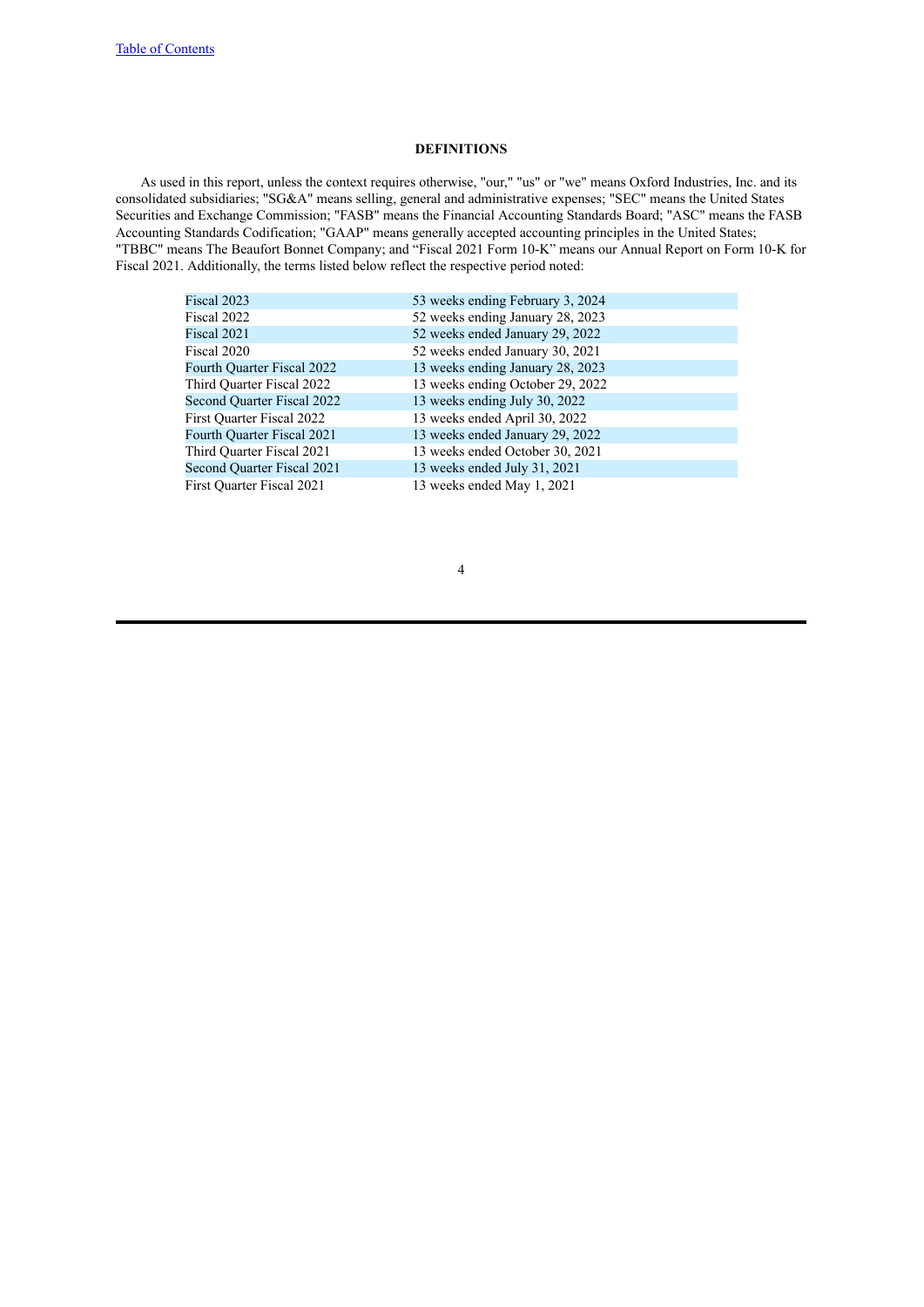## DEFINITIONS

As used in this report, unless the context requires otherwise, "our," "us" or "we" means Oxford Industries, Inc. and its consolidated subsidiaries; "SG&A" means selling, general and administrative expenses; "SEC" means the United States Securities and Exchange Commission; "FASB" means the Financial Accounting Standards Board; "ASC" means the FASB Accounting Standards Codification; "GAAP" means generally accepted accounting principles in the United States; "TBBC" means The Beaufort Bonnet Company; and "Fiscal 2021 Form 10-K" means our Annual Report on Form 10-K for Fiscal 2021. Additionally, the terms listed below reflect the respective period noted:

| | |
|---|---|
| Fiscal 2023 | 53 weeks ending February 3, 2024 |
| Fiscal 2022 | 52 weeks ending January 28, 2023 |
| Fiscal 2021 | 52 weeks ended January 29, 2022 |
| Fiscal 2020 | 52 weeks ended January 30, 2021 |
| Fourth Quarter Fiscal 2022 | 13 weeks ending January 28, 2023 |
| Third Quarter Fiscal 2022 | 13 weeks ending October 29, 2022 |
| Second Quarter Fiscal 2022 | 13 weeks ending July 30, 2022 |
| First Quarter Fiscal 2022 | 13 weeks ended April 30, 2022 |
| Fourth Quarter Fiscal 2021 | 13 weeks ended January 29, 2022 |
| Third Quarter Fiscal 2021 | 13 weeks ended October 30, 2021 |
| Second Quarter Fiscal 2021 | 13 weeks ended July 31, 2021 |
| First Quarter Fiscal 2021 | 13 weeks ended May 1, 2021 |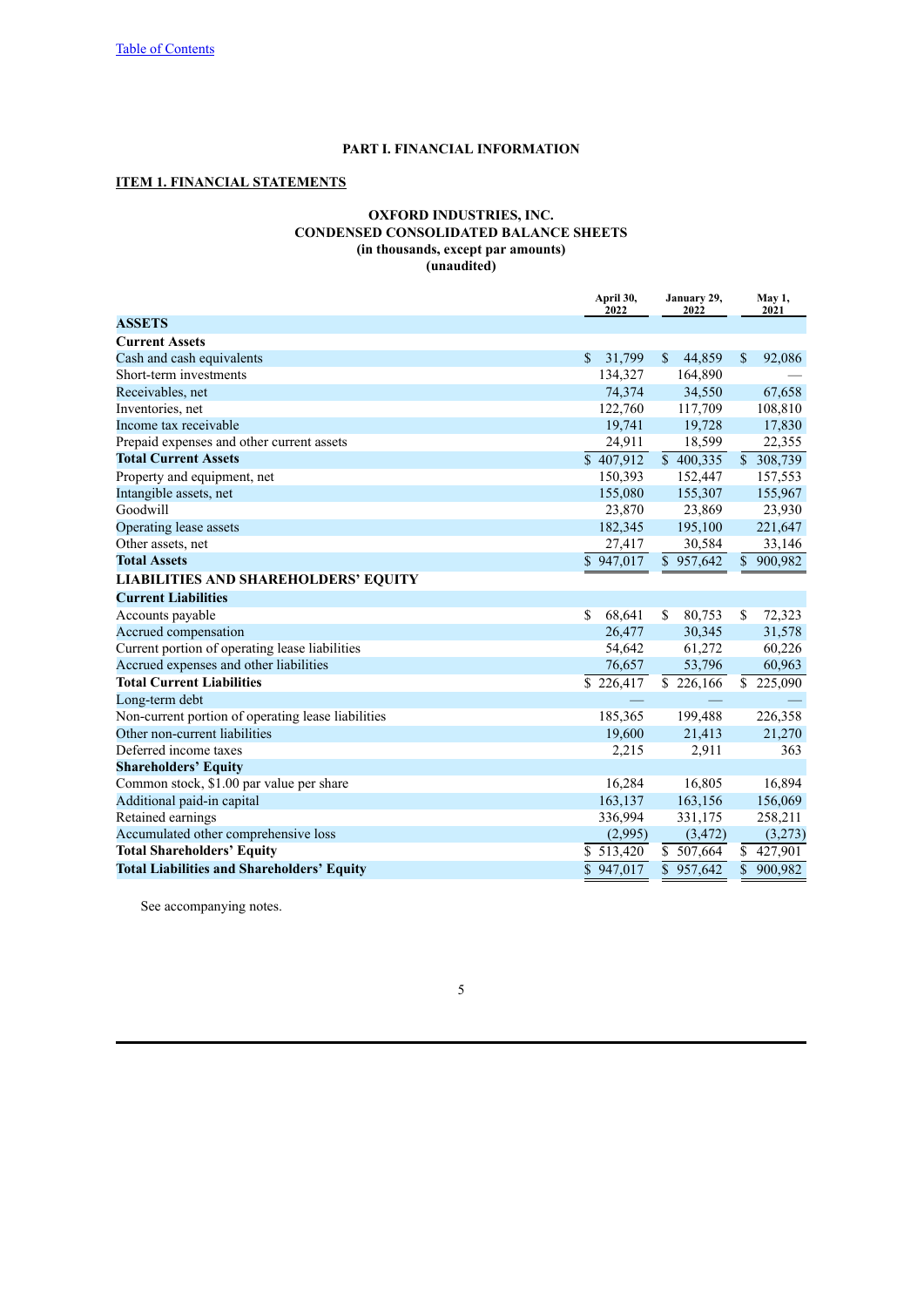[Table of Contents](#)

# PART I. FINANCIAL INFORMATION

## ITEM 1. FINANCIAL STATEMENTS

### OXFORD INDUSTRIES, INC.
### CONDENSED CONSOLIDATED BALANCE SHEETS
### (in thousands, except par amounts)
### (unaudited)

| | April 30, 2022 | January 29, 2022 | May 1, 2021 |
|---|---|---|---|
| **ASSETS** | | | |
| **Current Assets** | | | |
| Cash and cash equivalents | $ 31,799 | $ 44,859 | $ 92,086 |
| Short-term investments | 134,327 | 164,890 | — |
| Receivables, net | 74,374 | 34,550 | 67,658 |
| Inventories, net | 122,760 | 117,709 | 108,810 |
| Income tax receivable | 19,741 | 19,728 | 17,830 |
| Prepaid expenses and other current assets | 24,911 | 18,599 | 22,355 |
| **Total Current Assets** | $ 407,912 | $ 400,335 | $ 308,739 |
| Property and equipment, net | 150,393 | 152,447 | 157,553 |
| Intangible assets, net | 155,080 | 155,307 | 155,967 |
| Goodwill | 23,870 | 23,869 | 23,930 |
| Operating lease assets | 182,345 | 195,100 | 221,647 |
| Other assets, net | 27,417 | 30,584 | 33,146 |
| **Total Assets** | $ 947,017 | $ 957,642 | $ 900,982 |
| **LIABILITIES AND SHAREHOLDERS' EQUITY** | | | |
| **Current Liabilities** | | | |
| Accounts payable | $ 68,641 | $ 80,753 | $ 72,323 |
| Accrued compensation | 26,477 | 30,345 | 31,578 |
| Current portion of operating lease liabilities | 54,642 | 61,272 | 60,226 |
| Accrued expenses and other liabilities | 76,657 | 53,796 | 60,963 |
| **Total Current Liabilities** | $ 226,417 | $ 226,166 | $ 225,090 |
| Long-term debt | — | — | — |
| Non-current portion of operating lease liabilities | 185,365 | 199,488 | 226,358 |
| Other non-current liabilities | 19,600 | 21,413 | 21,270 |
| Deferred income taxes | 2,215 | 2,911 | 363 |
| **Shareholders' Equity** | | | |
| Common stock, $1.00 par value per share | 16,284 | 16,805 | 16,894 |
| Additional paid-in capital | 163,137 | 163,156 | 156,069 |
| Retained earnings | 336,994 | 331,175 | 258,211 |
| Accumulated other comprehensive loss | (2,995) | (3,472) | (3,273) |
| **Total Shareholders' Equity** | $ 513,420 | $ 507,664 | $ 427,901 |
| **Total Liabilities and Shareholders' Equity** | $ 947,017 | $ 957,642 | $ 900,982 |

See accompanying notes.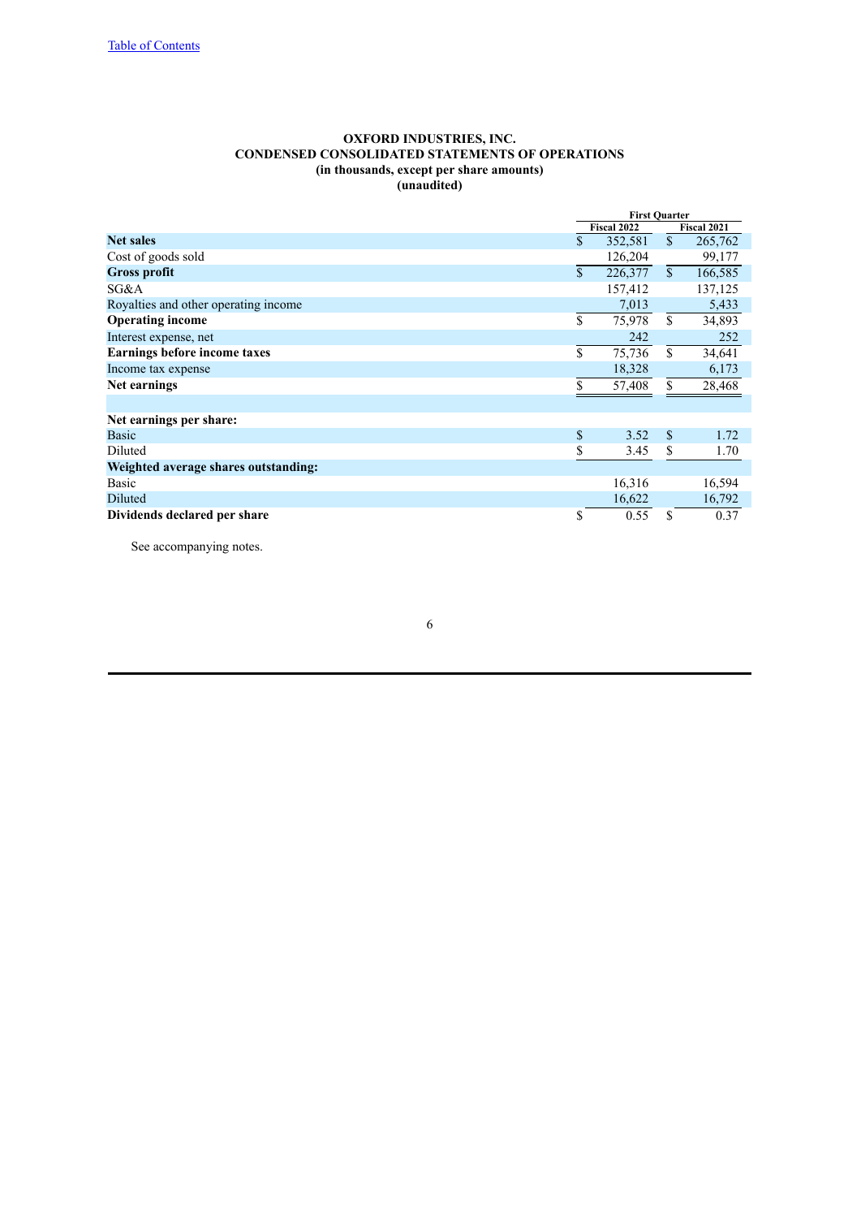Table of Contents

**OXFORD INDUSTRIES, INC.**
**CONDENSED CONSOLIDATED STATEMENTS OF OPERATIONS**
**(in thousands, except per share amounts)**
**(unaudited)**

| | First Quarter | |
|---|---|---|
| | Fiscal 2022 | Fiscal 2021 |
| **Net sales** | $ 352,581 | $ 265,762 |
| Cost of goods sold | 126,204 | 99,177 |
| **Gross profit** | $ 226,377 | $ 166,585 |
| SG&A | 157,412 | 137,125 |
| Royalties and other operating income | 7,013 | 5,433 |
| **Operating income** | $ 75,978 | $ 34,893 |
| Interest expense, net | 242 | 252 |
| **Earnings before income taxes** | $ 75,736 | $ 34,641 |
| Income tax expense | 18,328 | 6,173 |
| **Net earnings** | $ 57,408 | $ 28,468 |
| | | |
| **Net earnings per share:** | | |
| Basic | $ 3.52 | $ 1.72 |
| Diluted | $ 3.45 | $ 1.70 |
| **Weighted average shares outstanding:** | | |
| Basic | 16,316 | 16,594 |
| Diluted | 16,622 | 16,792 |
| **Dividends declared per share** | $ 0.55 | $ 0.37 |

See accompanying notes.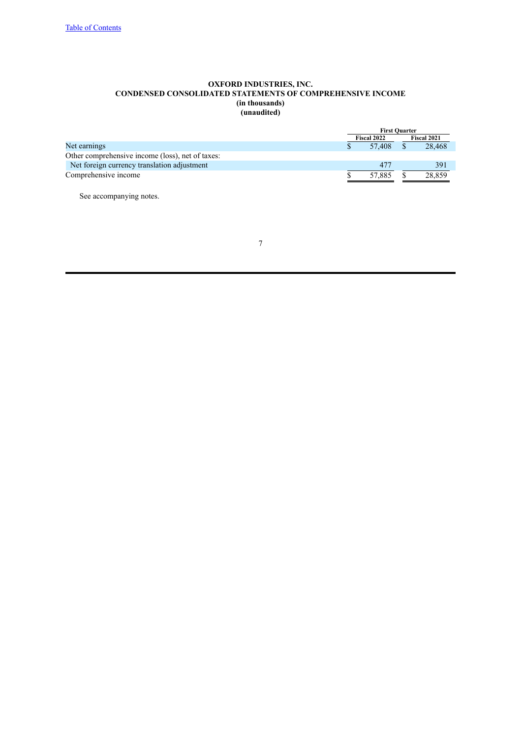[Table of Contents](#)

**OXFORD INDUSTRIES, INC.**
**CONDENSED CONSOLIDATED STATEMENTS OF COMPREHENSIVE INCOME**
**(in thousands)**
**(unaudited)**

| | First Quarter | |
|---|---|---|
| | Fiscal 2022 | Fiscal 2021 |
| Net earnings | $ 57,408 | $ 28,468 |
| Other comprehensive income (loss), net of taxes: | | |
| Net foreign currency translation adjustment | 477 | 391 |
| Comprehensive income | $ 57,885 | $ 28,859 |

See accompanying notes.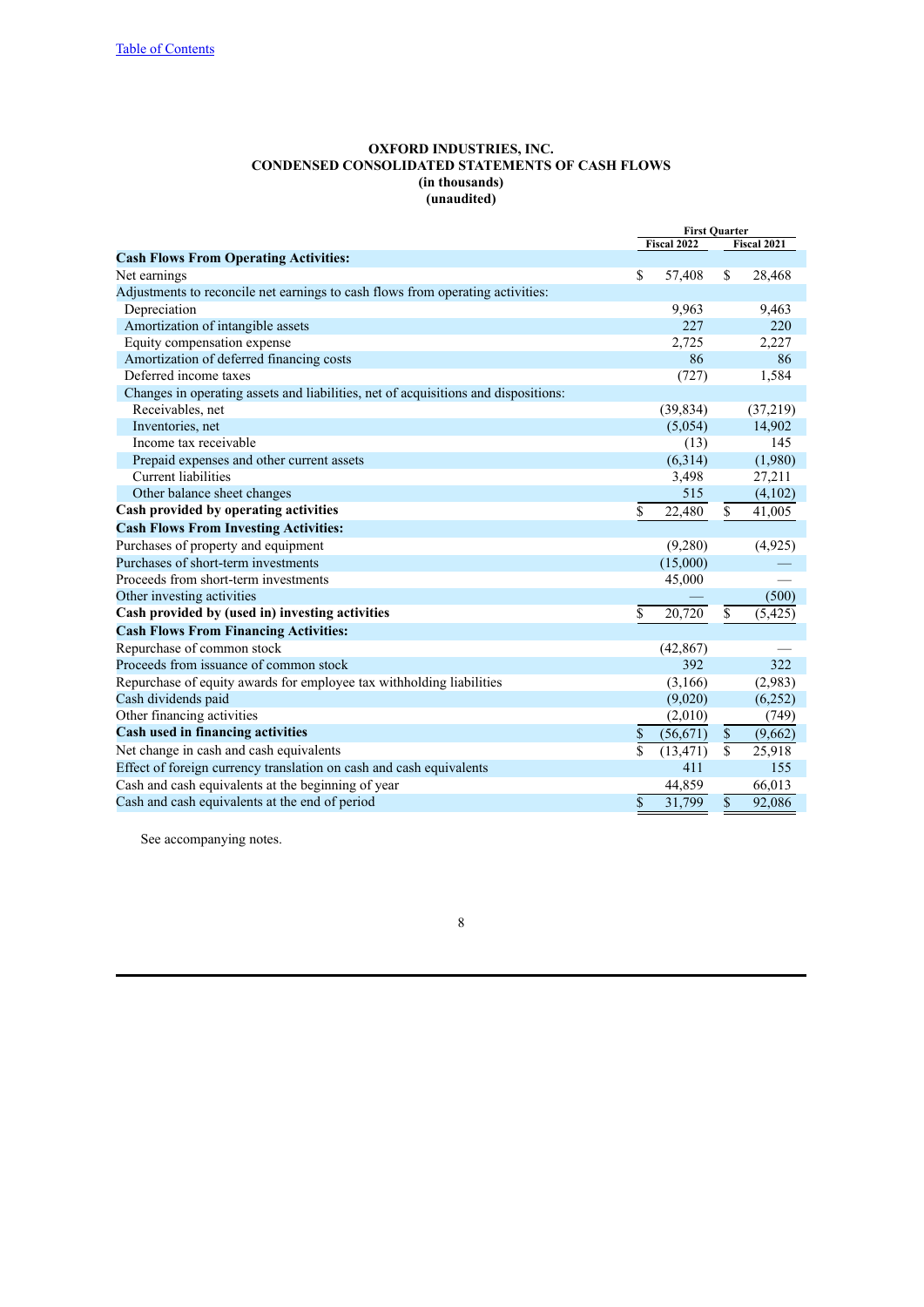**OXFORD INDUSTRIES, INC.**
**CONDENSED CONSOLIDATED STATEMENTS OF CASH FLOWS**
**(in thousands)**
**(unaudited)**

| | First Quarter | |
|---|---|---|
| | Fiscal 2022 | Fiscal 2021 |
| **Cash Flows From Operating Activities:** | | |
| Net earnings | $ 57,408 | $ 28,468 |
| Adjustments to reconcile net earnings to cash flows from operating activities: | | |
| Depreciation | 9,963 | 9,463 |
| Amortization of intangible assets | 227 | 220 |
| Equity compensation expense | 2,725 | 2,227 |
| Amortization of deferred financing costs | 86 | 86 |
| Deferred income taxes | (727) | 1,584 |
| Changes in operating assets and liabilities, net of acquisitions and dispositions: | | |
| Receivables, net | (39,834) | (37,219) |
| Inventories, net | (5,054) | 14,902 |
| Income tax receivable | (13) | 145 |
| Prepaid expenses and other current assets | (6,314) | (1,980) |
| Current liabilities | 3,498 | 27,211 |
| Other balance sheet changes | 515 | (4,102) |
| **Cash provided by operating activities** | $ 22,480 | $ 41,005 |
| **Cash Flows From Investing Activities:** | | |
| Purchases of property and equipment | (9,280) | (4,925) |
| Purchases of short-term investments | (15,000) | — |
| Proceeds from short-term investments | 45,000 | — |
| Other investing activities | — | (500) |
| **Cash provided by (used in) investing activities** | $ 20,720 | $ (5,425) |
| **Cash Flows From Financing Activities:** | | |
| Repurchase of common stock | (42,867) | — |
| Proceeds from issuance of common stock | 392 | 322 |
| Repurchase of equity awards for employee tax withholding liabilities | (3,166) | (2,983) |
| Cash dividends paid | (9,020) | (6,252) |
| Other financing activities | (2,010) | (749) |
| **Cash used in financing activities** | $ (56,671) | $ (9,662) |
| Net change in cash and cash equivalents | $ (13,471) | $ 25,918 |
| Effect of foreign currency translation on cash and cash equivalents | 411 | 155 |
| Cash and cash equivalents at the beginning of year | 44,859 | 66,013 |
| Cash and cash equivalents at the end of period | $ 31,799 | $ 92,086 |

See accompanying notes.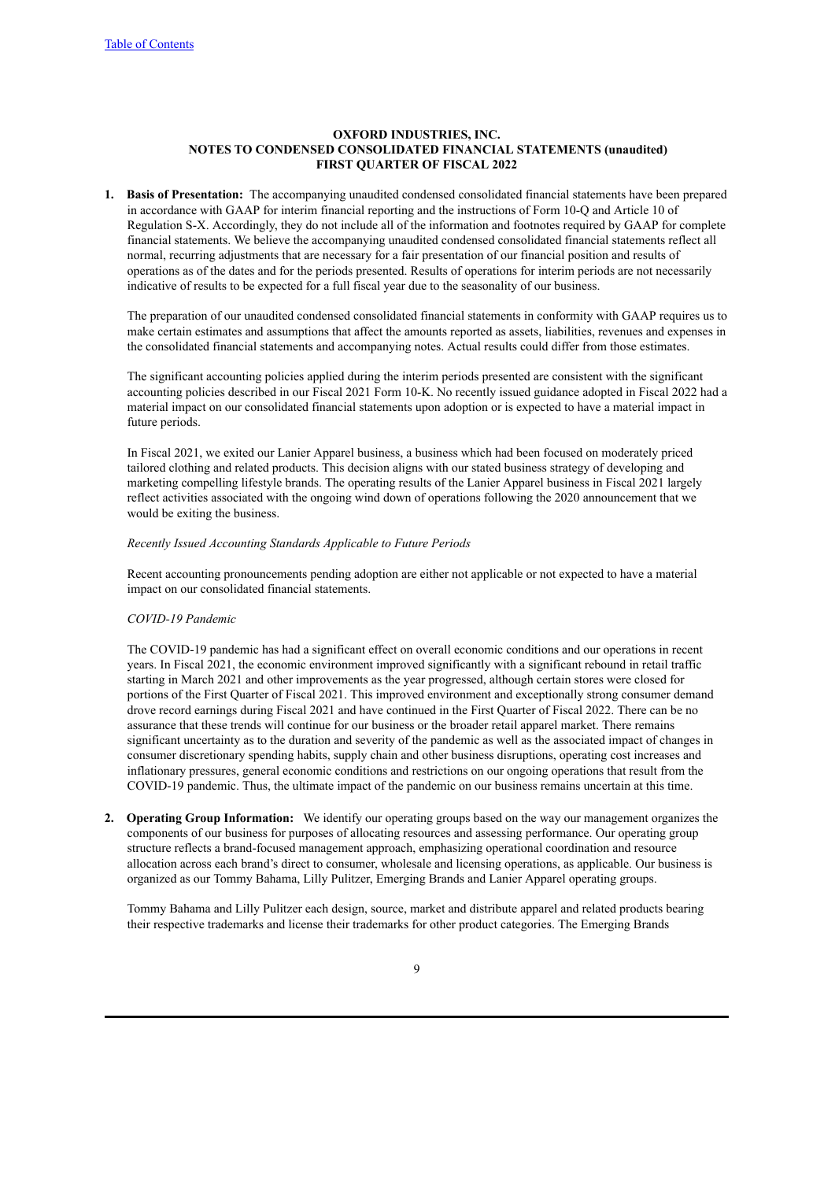# OXFORD INDUSTRIES, INC.
## NOTES TO CONDENSED CONSOLIDATED FINANCIAL STATEMENTS (unaudited)
## FIRST QUARTER OF FISCAL 2022

**1. Basis of Presentation:** The accompanying unaudited condensed consolidated financial statements have been prepared in accordance with GAAP for interim financial reporting and the instructions of Form 10-Q and Article 10 of Regulation S-X. Accordingly, they do not include all of the information and footnotes required by GAAP for complete financial statements. We believe the accompanying unaudited condensed consolidated financial statements reflect all normal, recurring adjustments that are necessary for a fair presentation of our financial position and results of operations as of the dates and for the periods presented. Results of operations for interim periods are not necessarily indicative of results to be expected for a full fiscal year due to the seasonality of our business.

The preparation of our unaudited condensed consolidated financial statements in conformity with GAAP requires us to make certain estimates and assumptions that affect the amounts reported as assets, liabilities, revenues and expenses in the consolidated financial statements and accompanying notes. Actual results could differ from those estimates.

The significant accounting policies applied during the interim periods presented are consistent with the significant accounting policies described in our Fiscal 2021 Form 10-K. No recently issued guidance adopted in Fiscal 2022 had a material impact on our consolidated financial statements upon adoption or is expected to have a material impact in future periods.

In Fiscal 2021, we exited our Lanier Apparel business, a business which had been focused on moderately priced tailored clothing and related products. This decision aligns with our stated business strategy of developing and marketing compelling lifestyle brands. The operating results of the Lanier Apparel business in Fiscal 2021 largely reflect activities associated with the ongoing wind down of operations following the 2020 announcement that we would be exiting the business.

*Recently Issued Accounting Standards Applicable to Future Periods*

Recent accounting pronouncements pending adoption are either not applicable or not expected to have a material impact on our consolidated financial statements.

*COVID-19 Pandemic*

The COVID-19 pandemic has had a significant effect on overall economic conditions and our operations in recent years. In Fiscal 2021, the economic environment improved significantly with a significant rebound in retail traffic starting in March 2021 and other improvements as the year progressed, although certain stores were closed for portions of the First Quarter of Fiscal 2021. This improved environment and exceptionally strong consumer demand drove record earnings during Fiscal 2021 and have continued in the First Quarter of Fiscal 2022. There can be no assurance that these trends will continue for our business or the broader retail apparel market. There remains significant uncertainty as to the duration and severity of the pandemic as well as the associated impact of changes in consumer discretionary spending habits, supply chain and other business disruptions, operating cost increases and inflationary pressures, general economic conditions and restrictions on our ongoing operations that result from the COVID-19 pandemic. Thus, the ultimate impact of the pandemic on our business remains uncertain at this time.

**2. Operating Group Information:** We identify our operating groups based on the way our management organizes the components of our business for purposes of allocating resources and assessing performance. Our operating group structure reflects a brand-focused management approach, emphasizing operational coordination and resource allocation across each brand's direct to consumer, wholesale and licensing operations, as applicable. Our business is organized as our Tommy Bahama, Lilly Pulitzer, Emerging Brands and Lanier Apparel operating groups.

Tommy Bahama and Lilly Pulitzer each design, source, market and distribute apparel and related products bearing their respective trademarks and license their trademarks for other product categories. The Emerging Brands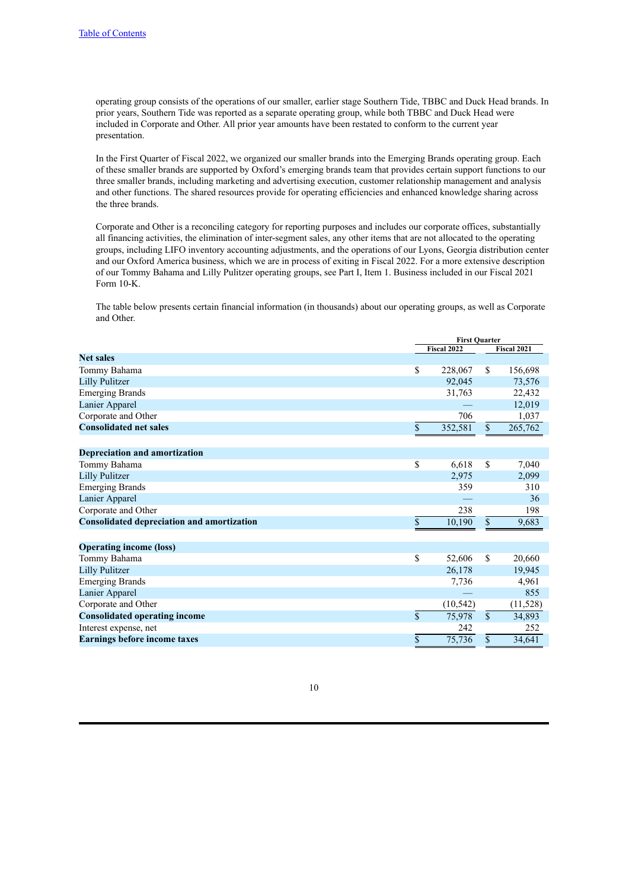operating group consists of the operations of our smaller, earlier stage Southern Tide, TBBC and Duck Head brands. In prior years, Southern Tide was reported as a separate operating group, while both TBBC and Duck Head were included in Corporate and Other. All prior year amounts have been restated to conform to the current year presentation.

In the First Quarter of Fiscal 2022, we organized our smaller brands into the Emerging Brands operating group. Each of these smaller brands are supported by Oxford's emerging brands team that provides certain support functions to our three smaller brands, including marketing and advertising execution, customer relationship management and analysis and other functions. The shared resources provide for operating efficiencies and enhanced knowledge sharing across the three brands.

Corporate and Other is a reconciling category for reporting purposes and includes our corporate offices, substantially all financing activities, the elimination of inter-segment sales, any other items that are not allocated to the operating groups, including LIFO inventory accounting adjustments, and the operations of our Lyons, Georgia distribution center and our Oxford America business, which we are in process of exiting in Fiscal 2022. For a more extensive description of our Tommy Bahama and Lilly Pulitzer operating groups, see Part I, Item 1. Business included in our Fiscal 2021 Form 10-K.

The table below presents certain financial information (in thousands) about our operating groups, as well as Corporate and Other.

| | First Quarter | |
|---|---|---|
| | Fiscal 2022 | Fiscal 2021 |
| **Net sales** | | |
| Tommy Bahama | $ 228,067 | $ 156,698 |
| Lilly Pulitzer | 92,045 | 73,576 |
| Emerging Brands | 31,763 | 22,432 |
| Lanier Apparel | — | 12,019 |
| Corporate and Other | 706 | 1,037 |
| **Consolidated net sales** | $ 352,581 | $ 265,762 |
| | | |
| **Depreciation and amortization** | | |
| Tommy Bahama | $ 6,618 | $ 7,040 |
| Lilly Pulitzer | 2,975 | 2,099 |
| Emerging Brands | 359 | 310 |
| Lanier Apparel | — | 36 |
| Corporate and Other | 238 | 198 |
| **Consolidated depreciation and amortization** | $ 10,190 | $ 9,683 |
| | | |
| **Operating income (loss)** | | |
| Tommy Bahama | $ 52,606 | $ 20,660 |
| Lilly Pulitzer | 26,178 | 19,945 |
| Emerging Brands | 7,736 | 4,961 |
| Lanier Apparel | — | 855 |
| Corporate and Other | (10,542) | (11,528) |
| **Consolidated operating income** | $ 75,978 | $ 34,893 |
| Interest expense, net | 242 | 252 |
| **Earnings before income taxes** | $ 75,736 | $ 34,641 |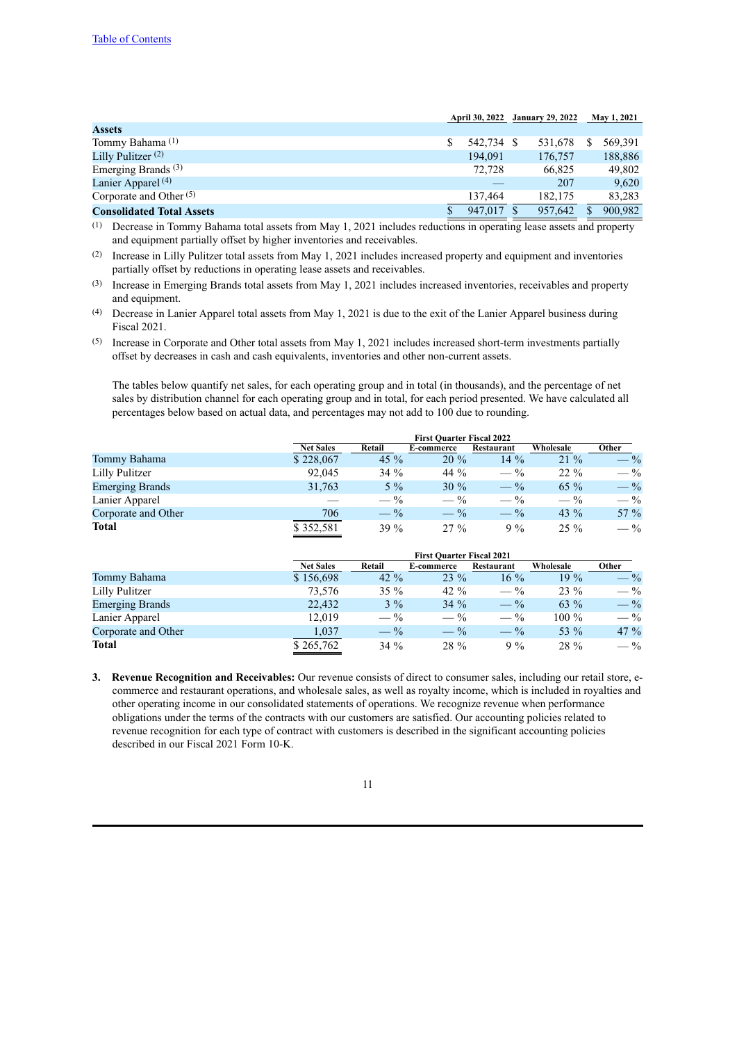[Table of Contents](#)

| | April 30, 2022 | January 29, 2022 | May 1, 2021 |
|---|---|---|---|
| **Assets** | | | |
| Tommy Bahama [(1)] | $ 542,734 | $ 531,678 | $ 569,391 |
| Lilly Pulitzer [(2)] | 194,091 | 176,757 | 188,886 |
| Emerging Brands [(3)] | 72,728 | 66,825 | 49,802 |
| Lanier Apparel [(4)] | — | 207 | 9,620 |
| Corporate and Other [(5)] | 137,464 | 182,175 | 83,283 |
| **Consolidated Total Assets** | $ 947,017 | $ 957,642 | $ 900,982 |

(1) Decrease in Tommy Bahama total assets from May 1, 2021 includes reductions in operating lease assets and property and equipment partially offset by higher inventories and receivables.

(2) Increase in Lilly Pulitzer total assets from May 1, 2021 includes increased property and equipment and inventories partially offset by reductions in operating lease assets and receivables.

(3) Increase in Emerging Brands total assets from May 1, 2021 includes increased inventories, receivables and property and equipment.

(4) Decrease in Lanier Apparel total assets from May 1, 2021 is due to the exit of the Lanier Apparel business during Fiscal 2021.

(5) Increase in Corporate and Other total assets from May 1, 2021 includes increased short-term investments partially offset by decreases in cash and cash equivalents, inventories and other non-current assets.

The tables below quantify net sales, for each operating group and in total (in thousands), and the percentage of net sales by distribution channel for each operating group and in total, for each period presented. We have calculated all percentages below based on actual data, and percentages may not add to 100 due to rounding.

| | First Quarter Fiscal 2022 | | | | | |
|---|---|---|---|---|---|---|
| | Net Sales | Retail | E-commerce | Restaurant | Wholesale | Other |
| Tommy Bahama | $ 228,067 | 45 % | 20 % | 14 % | 21 % | — % |
| Lilly Pulitzer | 92,045 | 34 % | 44 % | — % | 22 % | — % |
| Emerging Brands | 31,763 | 5 % | 30 % | — % | 65 % | — % |
| Lanier Apparel | — | — % | — % | — % | — % | — % |
| Corporate and Other | 706 | — % | — % | — % | 43 % | 57 % |
| **Total** | $ 352,581 | 39 % | 27 % | 9 % | 25 % | — % |

| | First Quarter Fiscal 2021 | | | | | |
|---|---|---|---|---|---|---|
| | Net Sales | Retail | E-commerce | Restaurant | Wholesale | Other |
| Tommy Bahama | $ 156,698 | 42 % | 23 % | 16 % | 19 % | — % |
| Lilly Pulitzer | 73,576 | 35 % | 42 % | — % | 23 % | — % |
| Emerging Brands | 22,432 | 3 % | 34 % | — % | 63 % | — % |
| Lanier Apparel | 12,019 | — % | — % | — % | 100 % | — % |
| Corporate and Other | 1,037 | — % | — % | — % | 53 % | 47 % |
| **Total** | $ 265,762 | 34 % | 28 % | 9 % | 28 % | — % |

3. **Revenue Recognition and Receivables:** Our revenue consists of direct to consumer sales, including our retail store, e-commerce and restaurant operations, and wholesale sales, as well as royalty income, which is included in royalties and other operating income in our consolidated statements of operations. We recognize revenue when performance obligations under the terms of the contracts with our customers are satisfied. Our accounting policies related to revenue recognition for each type of contract with customers is described in the significant accounting policies described in our Fiscal 2021 Form 10-K.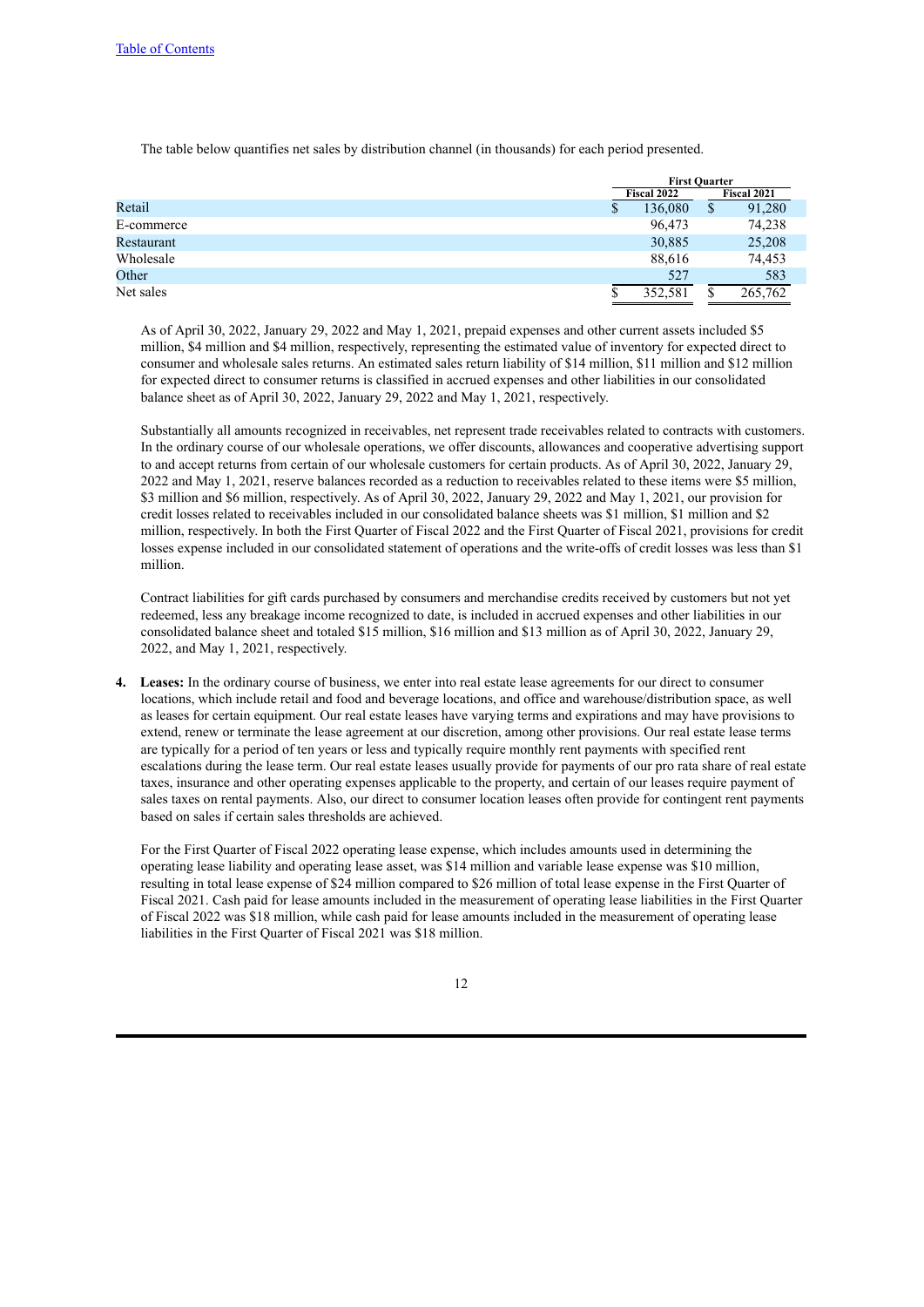The table below quantifies net sales by distribution channel (in thousands) for each period presented.

| | First Quarter | |
|---|---|---|
| | Fiscal 2022 | Fiscal 2021 |
| Retail | $ 136,080 | $ 91,280 |
| E-commerce | 96,473 | 74,238 |
| Restaurant | 30,885 | 25,208 |
| Wholesale | 88,616 | 74,453 |
| Other | 527 | 583 |
| Net sales | $ 352,581 | $ 265,762 |

As of April 30, 2022, January 29, 2022 and May 1, 2021, prepaid expenses and other current assets included $5 million, $4 million and $4 million, respectively, representing the estimated value of inventory for expected direct to consumer and wholesale sales returns. An estimated sales return liability of $14 million, $11 million and $12 million for expected direct to consumer returns is classified in accrued expenses and other liabilities in our consolidated balance sheet as of April 30, 2022, January 29, 2022 and May 1, 2021, respectively.

Substantially all amounts recognized in receivables, net represent trade receivables related to contracts with customers. In the ordinary course of our wholesale operations, we offer discounts, allowances and cooperative advertising support to and accept returns from certain of our wholesale customers for certain products. As of April 30, 2022, January 29, 2022 and May 1, 2021, reserve balances recorded as a reduction to receivables related to these items were $5 million, $3 million and $6 million, respectively. As of April 30, 2022, January 29, 2022 and May 1, 2021, our provision for credit losses related to receivables included in our consolidated balance sheets was $1 million, $1 million and $2 million, respectively. In both the First Quarter of Fiscal 2022 and the First Quarter of Fiscal 2021, provisions for credit losses expense included in our consolidated statement of operations and the write-offs of credit losses was less than $1 million.

Contract liabilities for gift cards purchased by consumers and merchandise credits received by customers but not yet redeemed, less any breakage income recognized to date, is included in accrued expenses and other liabilities in our consolidated balance sheet and totaled $15 million, $16 million and $13 million as of April 30, 2022, January 29, 2022, and May 1, 2021, respectively.

4. **Leases:** In the ordinary course of business, we enter into real estate lease agreements for our direct to consumer locations, which include retail and food and beverage locations, and office and warehouse/distribution space, as well as leases for certain equipment. Our real estate leases have varying terms and expirations and may have provisions to extend, renew or terminate the lease agreement at our discretion, among other provisions. Our real estate lease terms are typically for a period of ten years or less and typically require monthly rent payments with specified rent escalations during the lease term. Our real estate leases usually provide for payments of our pro rata share of real estate taxes, insurance and other operating expenses applicable to the property, and certain of our leases require payment of sales taxes on rental payments. Also, our direct to consumer location leases often provide for contingent rent payments based on sales if certain sales thresholds are achieved.

For the First Quarter of Fiscal 2022 operating lease expense, which includes amounts used in determining the operating lease liability and operating lease asset, was $14 million and variable lease expense was $10 million, resulting in total lease expense of $24 million compared to $26 million of total lease expense in the First Quarter of Fiscal 2021. Cash paid for lease amounts included in the measurement of operating lease liabilities in the First Quarter of Fiscal 2022 was $18 million, while cash paid for lease amounts included in the measurement of operating lease liabilities in the First Quarter of Fiscal 2021 was $18 million.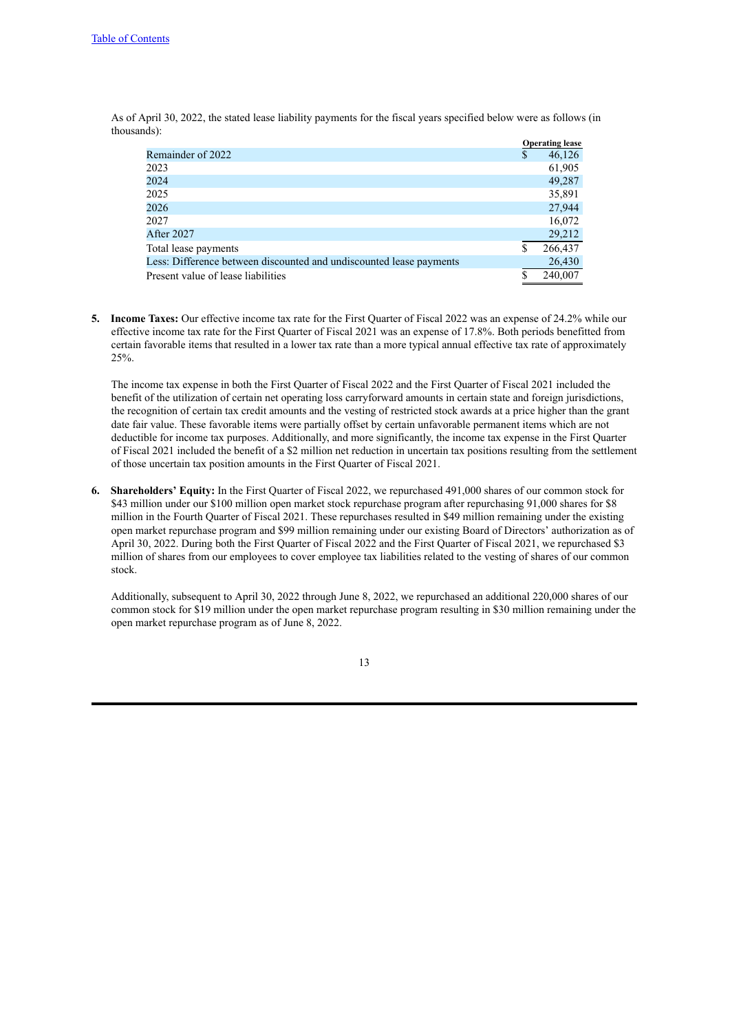As of April 30, 2022, the stated lease liability payments for the fiscal years specified below were as follows (in thousands):

| | Operating lease |
|---|---|
| Remainder of 2022 | $ 46,126 |
| 2023 | 61,905 |
| 2024 | 49,287 |
| 2025 | 35,891 |
| 2026 | 27,944 |
| 2027 | 16,072 |
| After 2027 | 29,212 |
| Total lease payments | $ 266,437 |
| Less: Difference between discounted and undiscounted lease payments | 26,430 |
| Present value of lease liabilities | $ 240,007 |

5. **Income Taxes:** Our effective income tax rate for the First Quarter of Fiscal 2022 was an expense of 24.2% while our effective income tax rate for the First Quarter of Fiscal 2021 was an expense of 17.8%. Both periods benefitted from certain favorable items that resulted in a lower tax rate than a more typical annual effective tax rate of approximately 25%.

   The income tax expense in both the First Quarter of Fiscal 2022 and the First Quarter of Fiscal 2021 included the benefit of the utilization of certain net operating loss carryforward amounts in certain state and foreign jurisdictions, the recognition of certain tax credit amounts and the vesting of restricted stock awards at a price higher than the grant date fair value. These favorable items were partially offset by certain unfavorable permanent items which are not deductible for income tax purposes. Additionally, and more significantly, the income tax expense in the First Quarter of Fiscal 2021 included the benefit of a $2 million net reduction in uncertain tax positions resulting from the settlement of those uncertain tax position amounts in the First Quarter of Fiscal 2021.

6. **Shareholders' Equity:** In the First Quarter of Fiscal 2022, we repurchased 491,000 shares of our common stock for $43 million under our $100 million open market stock repurchase program after repurchasing 91,000 shares for $8 million in the Fourth Quarter of Fiscal 2021. These repurchases resulted in $49 million remaining under the existing open market repurchase program and $99 million remaining under our existing Board of Directors' authorization as of April 30, 2022. During both the First Quarter of Fiscal 2022 and the First Quarter of Fiscal 2021, we repurchased $3 million of shares from our employees to cover employee tax liabilities related to the vesting of shares of our common stock.

   Additionally, subsequent to April 30, 2022 through June 8, 2022, we repurchased an additional 220,000 shares of our common stock for $19 million under the open market repurchase program resulting in $30 million remaining under the open market repurchase program as of June 8, 2022.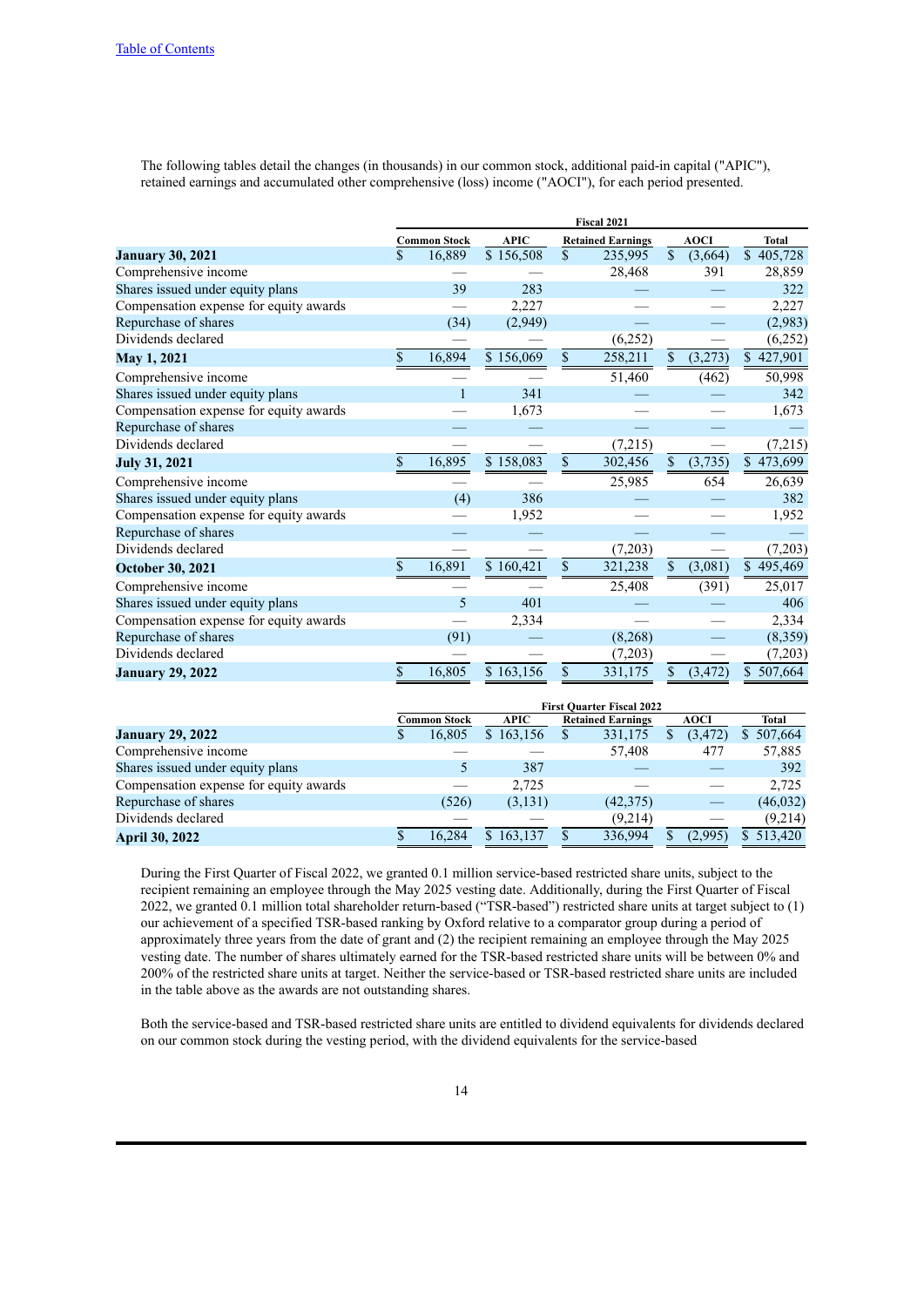Table of Contents

The following tables detail the changes (in thousands) in our common stock, additional paid-in capital ("APIC"), retained earnings and accumulated other comprehensive (loss) income ("AOCI"), for each period presented.

| | Fiscal 2021 | | | | |
|---|---|---|---|---|---|
| | Common Stock | APIC | Retained Earnings | AOCI | Total |
| **January 30, 2021** | $ 16,889 | $ 156,508 | $ 235,995 | $ (3,664) | $ 405,728 |
| Comprehensive income | — | — | 28,468 | 391 | 28,859 |
| Shares issued under equity plans | 39 | 283 | — | — | 322 |
| Compensation expense for equity awards | — | 2,227 | — | — | 2,227 |
| Repurchase of shares | (34) | (2,949) | — | — | (2,983) |
| Dividends declared | — | — | (6,252) | — | (6,252) |
| **May 1, 2021** | $ 16,894 | $ 156,069 | $ 258,211 | $ (3,273) | $ 427,901 |
| Comprehensive income | — | — | 51,460 | (462) | 50,998 |
| Shares issued under equity plans | 1 | 341 | — | — | 342 |
| Compensation expense for equity awards | — | 1,673 | — | — | 1,673 |
| Repurchase of shares | — | — | — | — | — |
| Dividends declared | — | — | (7,215) | — | (7,215) |
| **July 31, 2021** | $ 16,895 | $ 158,083 | $ 302,456 | $ (3,735) | $ 473,699 |
| Comprehensive income | — | — | 25,985 | 654 | 26,639 |
| Shares issued under equity plans | (4) | 386 | — | — | 382 |
| Compensation expense for equity awards | — | 1,952 | — | — | 1,952 |
| Repurchase of shares | — | — | — | — | — |
| Dividends declared | — | — | (7,203) | — | (7,203) |
| **October 30, 2021** | $ 16,891 | $ 160,421 | $ 321,238 | $ (3,081) | $ 495,469 |
| Comprehensive income | — | — | 25,408 | (391) | 25,017 |
| Shares issued under equity plans | 5 | 401 | — | — | 406 |
| Compensation expense for equity awards | — | 2,334 | — | — | 2,334 |
| Repurchase of shares | (91) | — | (8,268) | — | (8,359) |
| Dividends declared | — | — | (7,203) | — | (7,203) |
| **January 29, 2022** | $ 16,805 | $ 163,156 | $ 331,175 | $ (3,472) | $ 507,664 |

| | First Quarter Fiscal 2022 | | | | |
|---|---|---|---|---|---|
| | Common Stock | APIC | Retained Earnings | AOCI | Total |
| **January 29, 2022** | $ 16,805 | $ 163,156 | $ 331,175 | $ (3,472) | $ 507,664 |
| Comprehensive income | — | — | 57,408 | 477 | 57,885 |
| Shares issued under equity plans | 5 | 387 | — | — | 392 |
| Compensation expense for equity awards | — | 2,725 | — | — | 2,725 |
| Repurchase of shares | (526) | (3,131) | (42,375) | — | (46,032) |
| Dividends declared | — | — | (9,214) | — | (9,214) |
| **April 30, 2022** | $ 16,284 | $ 163,137 | $ 336,994 | $ (2,995) | $ 513,420 |

During the First Quarter of Fiscal 2022, we granted 0.1 million service-based restricted share units, subject to the recipient remaining an employee through the May 2025 vesting date. Additionally, during the First Quarter of Fiscal 2022, we granted 0.1 million total shareholder return-based ("TSR-based") restricted share units at target subject to (1) our achievement of a specified TSR-based ranking by Oxford relative to a comparator group during a period of approximately three years from the date of grant and (2) the recipient remaining an employee through the May 2025 vesting date. The number of shares ultimately earned for the TSR-based restricted share units will be between 0% and 200% of the restricted share units at target. Neither the service-based or TSR-based restricted share units are included in the table above as the awards are not outstanding shares.

Both the service-based and TSR-based restricted share units are entitled to dividend equivalents for dividends declared on our common stock during the vesting period, with the dividend equivalents for the service-based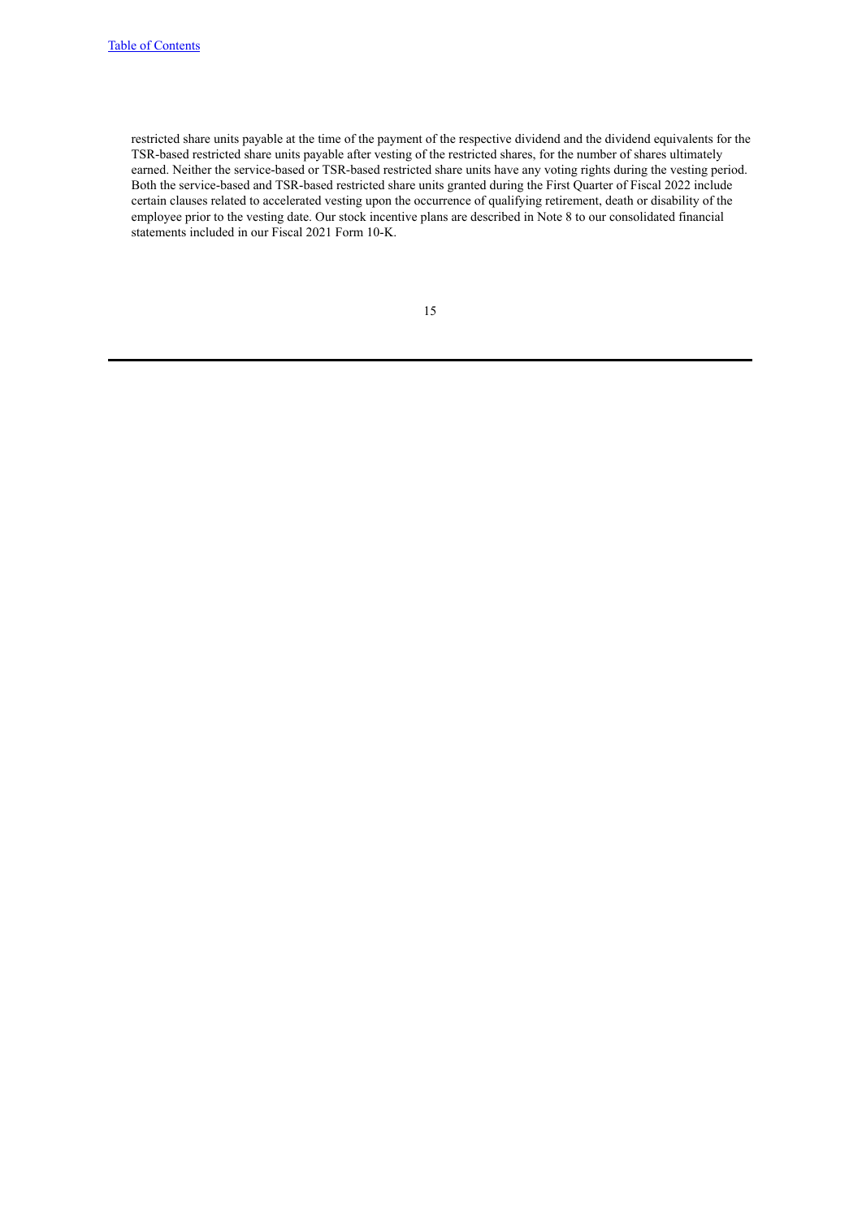restricted share units payable at the time of the payment of the respective dividend and the dividend equivalents for the TSR-based restricted share units payable after vesting of the restricted shares, for the number of shares ultimately earned. Neither the service-based or TSR-based restricted share units have any voting rights during the vesting period. Both the service-based and TSR-based restricted share units granted during the First Quarter of Fiscal 2022 include certain clauses related to accelerated vesting upon the occurrence of qualifying retirement, death or disability of the employee prior to the vesting date. Our stock incentive plans are described in Note 8 to our consolidated financial statements included in our Fiscal 2021 Form 10-K.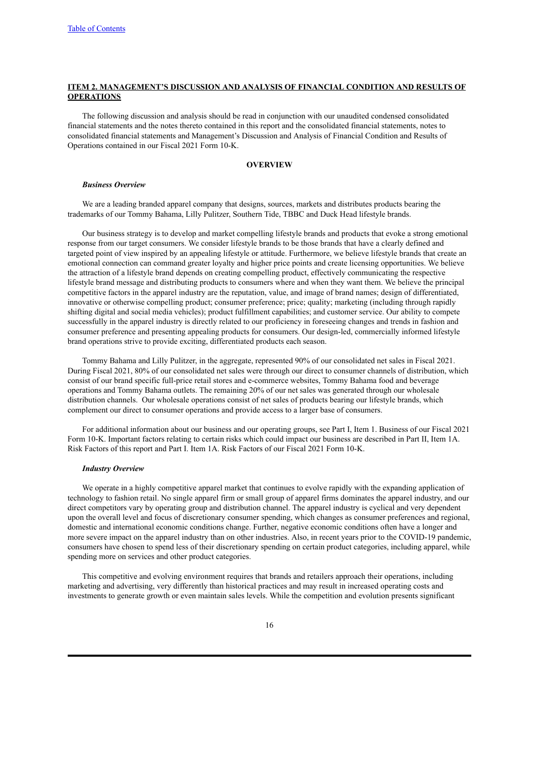## ITEM 2. MANAGEMENT'S DISCUSSION AND ANALYSIS OF FINANCIAL CONDITION AND RESULTS OF OPERATIONS

The following discussion and analysis should be read in conjunction with our unaudited condensed consolidated financial statements and the notes thereto contained in this report and the consolidated financial statements, notes to consolidated financial statements and Management's Discussion and Analysis of Financial Condition and Results of Operations contained in our Fiscal 2021 Form 10-K.

### OVERVIEW

***Business Overview***

We are a leading branded apparel company that designs, sources, markets and distributes products bearing the trademarks of our Tommy Bahama, Lilly Pulitzer, Southern Tide, TBBC and Duck Head lifestyle brands.

Our business strategy is to develop and market compelling lifestyle brands and products that evoke a strong emotional response from our target consumers. We consider lifestyle brands to be those brands that have a clearly defined and targeted point of view inspired by an appealing lifestyle or attitude. Furthermore, we believe lifestyle brands that create an emotional connection can command greater loyalty and higher price points and create licensing opportunities. We believe the attraction of a lifestyle brand depends on creating compelling product, effectively communicating the respective lifestyle brand message and distributing products to consumers where and when they want them. We believe the principal competitive factors in the apparel industry are the reputation, value, and image of brand names; design of differentiated, innovative or otherwise compelling product; consumer preference; price; quality; marketing (including through rapidly shifting digital and social media vehicles); product fulfillment capabilities; and customer service. Our ability to compete successfully in the apparel industry is directly related to our proficiency in foreseeing changes and trends in fashion and consumer preference and presenting appealing products for consumers. Our design-led, commercially informed lifestyle brand operations strive to provide exciting, differentiated products each season.

Tommy Bahama and Lilly Pulitzer, in the aggregate, represented 90% of our consolidated net sales in Fiscal 2021. During Fiscal 2021, 80% of our consolidated net sales were through our direct to consumer channels of distribution, which consist of our brand specific full-price retail stores and e-commerce websites, Tommy Bahama food and beverage operations and Tommy Bahama outlets. The remaining 20% of our net sales was generated through our wholesale distribution channels. Our wholesale operations consist of net sales of products bearing our lifestyle brands, which complement our direct to consumer operations and provide access to a larger base of consumers.

For additional information about our business and our operating groups, see Part I, Item 1. Business of our Fiscal 2021 Form 10-K. Important factors relating to certain risks which could impact our business are described in Part II, Item 1A. Risk Factors of this report and Part I. Item 1A. Risk Factors of our Fiscal 2021 Form 10-K.

***Industry Overview***

We operate in a highly competitive apparel market that continues to evolve rapidly with the expanding application of technology to fashion retail. No single apparel firm or small group of apparel firms dominates the apparel industry, and our direct competitors vary by operating group and distribution channel. The apparel industry is cyclical and very dependent upon the overall level and focus of discretionary consumer spending, which changes as consumer preferences and regional, domestic and international economic conditions change. Further, negative economic conditions often have a longer and more severe impact on the apparel industry than on other industries. Also, in recent years prior to the COVID-19 pandemic, consumers have chosen to spend less of their discretionary spending on certain product categories, including apparel, while spending more on services and other product categories.

This competitive and evolving environment requires that brands and retailers approach their operations, including marketing and advertising, very differently than historical practices and may result in increased operating costs and investments to generate growth or even maintain sales levels. While the competition and evolution presents significant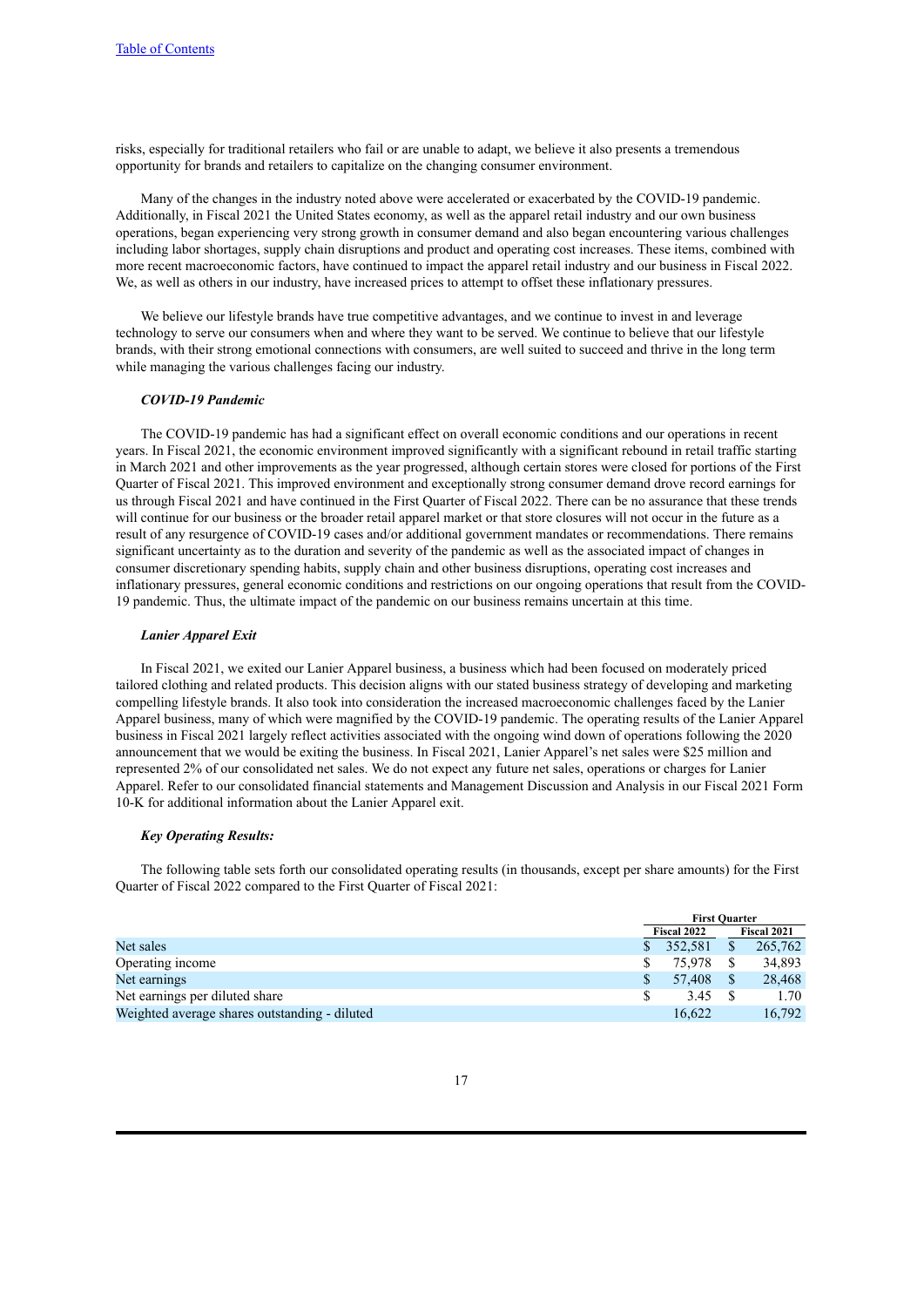risks, especially for traditional retailers who fail or are unable to adapt, we believe it also presents a tremendous opportunity for brands and retailers to capitalize on the changing consumer environment.

Many of the changes in the industry noted above were accelerated or exacerbated by the COVID-19 pandemic. Additionally, in Fiscal 2021 the United States economy, as well as the apparel retail industry and our own business operations, began experiencing very strong growth in consumer demand and also began encountering various challenges including labor shortages, supply chain disruptions and product and operating cost increases. These items, combined with more recent macroeconomic factors, have continued to impact the apparel retail industry and our business in Fiscal 2022. We, as well as others in our industry, have increased prices to attempt to offset these inflationary pressures.

We believe our lifestyle brands have true competitive advantages, and we continue to invest in and leverage technology to serve our consumers when and where they want to be served. We continue to believe that our lifestyle brands, with their strong emotional connections with consumers, are well suited to succeed and thrive in the long term while managing the various challenges facing our industry.

### *COVID-19 Pandemic*

The COVID-19 pandemic has had a significant effect on overall economic conditions and our operations in recent years. In Fiscal 2021, the economic environment improved significantly with a significant rebound in retail traffic starting in March 2021 and other improvements as the year progressed, although certain stores were closed for portions of the First Quarter of Fiscal 2021. This improved environment and exceptionally strong consumer demand drove record earnings for us through Fiscal 2021 and have continued in the First Quarter of Fiscal 2022. There can be no assurance that these trends will continue for our business or the broader retail apparel market or that store closures will not occur in the future as a result of any resurgence of COVID-19 cases and/or additional government mandates or recommendations. There remains significant uncertainty as to the duration and severity of the pandemic as well as the associated impact of changes in consumer discretionary spending habits, supply chain and other business disruptions, operating cost increases and inflationary pressures, general economic conditions and restrictions on our ongoing operations that result from the COVID-19 pandemic. Thus, the ultimate impact of the pandemic on our business remains uncertain at this time.

### *Lanier Apparel Exit*

In Fiscal 2021, we exited our Lanier Apparel business, a business which had been focused on moderately priced tailored clothing and related products. This decision aligns with our stated business strategy of developing and marketing compelling lifestyle brands. It also took into consideration the increased macroeconomic challenges faced by the Lanier Apparel business, many of which were magnified by the COVID-19 pandemic. The operating results of the Lanier Apparel business in Fiscal 2021 largely reflect activities associated with the ongoing wind down of operations following the 2020 announcement that we would be exiting the business. In Fiscal 2021, Lanier Apparel's net sales were $25 million and represented 2% of our consolidated net sales. We do not expect any future net sales, operations or charges for Lanier Apparel. Refer to our consolidated financial statements and Management Discussion and Analysis in our Fiscal 2021 Form 10-K for additional information about the Lanier Apparel exit.

### *Key Operating Results:*

The following table sets forth our consolidated operating results (in thousands, except per share amounts) for the First Quarter of Fiscal 2022 compared to the First Quarter of Fiscal 2021:

| | First Quarter | |
|---|---|---|
| | Fiscal 2022 | Fiscal 2021 |
| Net sales | $ 352,581 | $ 265,762 |
| Operating income | $ 75,978 | $ 34,893 |
| Net earnings | $ 57,408 | $ 28,468 |
| Net earnings per diluted share | $ 3.45 | $ 1.70 |
| Weighted average shares outstanding - diluted | 16,622 | 16,792 |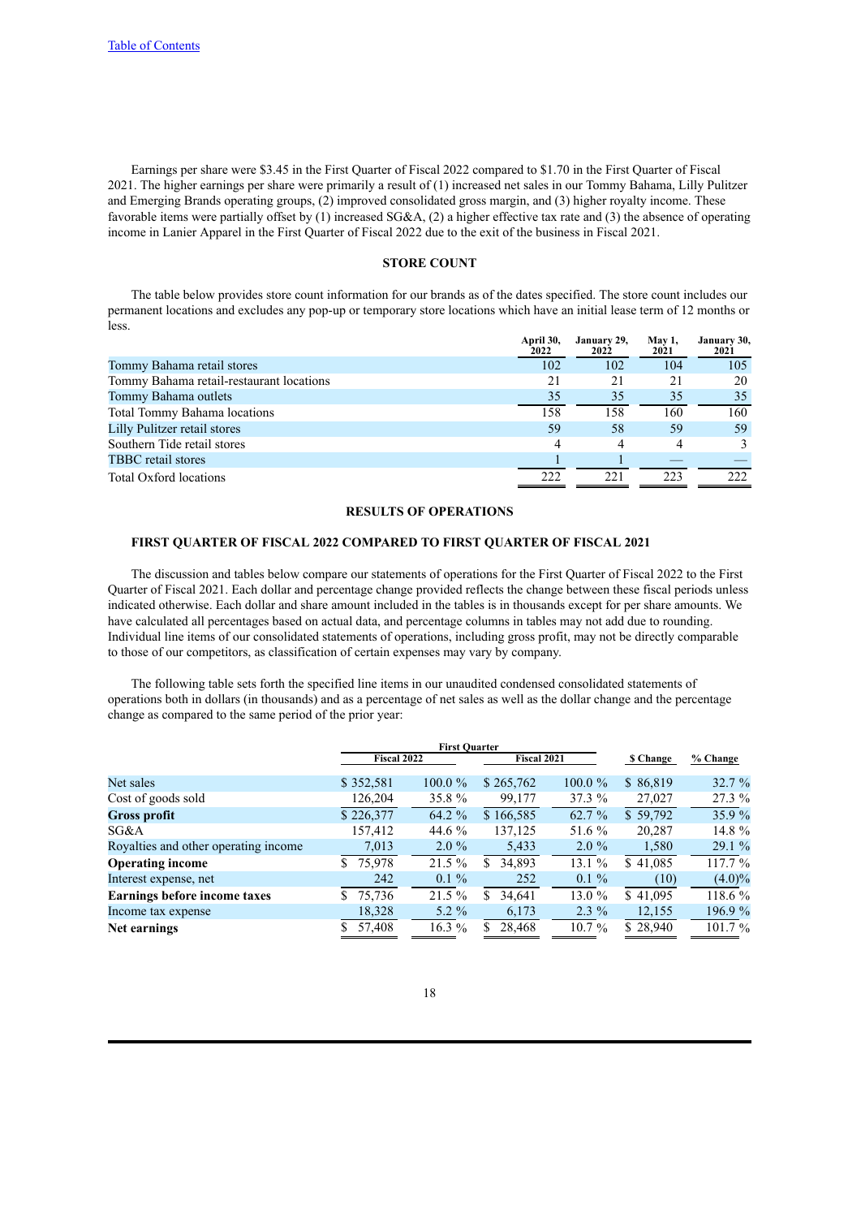Earnings per share were $3.45 in the First Quarter of Fiscal 2022 compared to $1.70 in the First Quarter of Fiscal 2021. The higher earnings per share were primarily a result of (1) increased net sales in our Tommy Bahama, Lilly Pulitzer and Emerging Brands operating groups, (2) improved consolidated gross margin, and (3) higher royalty income. These favorable items were partially offset by (1) increased SG&A, (2) a higher effective tax rate and (3) the absence of operating income in Lanier Apparel in the First Quarter of Fiscal 2022 due to the exit of the business in Fiscal 2021.

## STORE COUNT

The table below provides store count information for our brands as of the dates specified. The store count includes our permanent locations and excludes any pop-up or temporary store locations which have an initial lease term of 12 months or less.

| | April 30, 2022 | January 29, 2022 | May 1, 2021 | January 30, 2021 |
|---|---|---|---|---|
| Tommy Bahama retail stores | 102 | 102 | 104 | 105 |
| Tommy Bahama retail-restaurant locations | 21 | 21 | 21 | 20 |
| Tommy Bahama outlets | 35 | 35 | 35 | 35 |
| Total Tommy Bahama locations | 158 | 158 | 160 | 160 |
| Lilly Pulitzer retail stores | 59 | 58 | 59 | 59 |
| Southern Tide retail stores | 4 | 4 | 4 | 3 |
| TBBC retail stores | 1 | 1 | — | — |
| Total Oxford locations | 222 | 221 | 223 | 222 |

## RESULTS OF OPERATIONS

### FIRST QUARTER OF FISCAL 2022 COMPARED TO FIRST QUARTER OF FISCAL 2021

The discussion and tables below compare our statements of operations for the First Quarter of Fiscal 2022 to the First Quarter of Fiscal 2021. Each dollar and percentage change provided reflects the change between these fiscal periods unless indicated otherwise. Each dollar and share amount included in the tables is in thousands except for per share amounts. We have calculated all percentages based on actual data, and percentage columns in tables may not add due to rounding. Individual line items of our consolidated statements of operations, including gross profit, may not be directly comparable to those of our competitors, as classification of certain expenses may vary by company.

The following table sets forth the specified line items in our unaudited condensed consolidated statements of operations both in dollars (in thousands) and as a percentage of net sales as well as the dollar change and the percentage change as compared to the same period of the prior year:

| | First Quarter | | | | | |
|---|---|---|---|---|---|---|
| | Fiscal 2022 | | Fiscal 2021 | | $ Change | % Change |
| Net sales | $ 352,581 | 100.0 % | $ 265,762 | 100.0 % | $ 86,819 | 32.7 % |
| Cost of goods sold | 126,204 | 35.8 % | 99,177 | 37.3 % | 27,027 | 27.3 % |
| **Gross profit** | $ 226,377 | 64.2 % | $ 166,585 | 62.7 % | $ 59,792 | 35.9 % |
| SG&A | 157,412 | 44.6 % | 137,125 | 51.6 % | 20,287 | 14.8 % |
| Royalties and other operating income | 7,013 | 2.0 % | 5,433 | 2.0 % | 1,580 | 29.1 % |
| **Operating income** | $ 75,978 | 21.5 % | $ 34,893 | 13.1 % | $ 41,085 | 117.7 % |
| Interest expense, net | 242 | 0.1 % | 252 | 0.1 % | (10) | (4.0)% |
| **Earnings before income taxes** | $ 75,736 | 21.5 % | $ 34,641 | 13.0 % | $ 41,095 | 118.6 % |
| Income tax expense | 18,328 | 5.2 % | 6,173 | 2.3 % | 12,155 | 196.9 % |
| **Net earnings** | $ 57,408 | 16.3 % | $ 28,468 | 10.7 % | $ 28,940 | 101.7 % |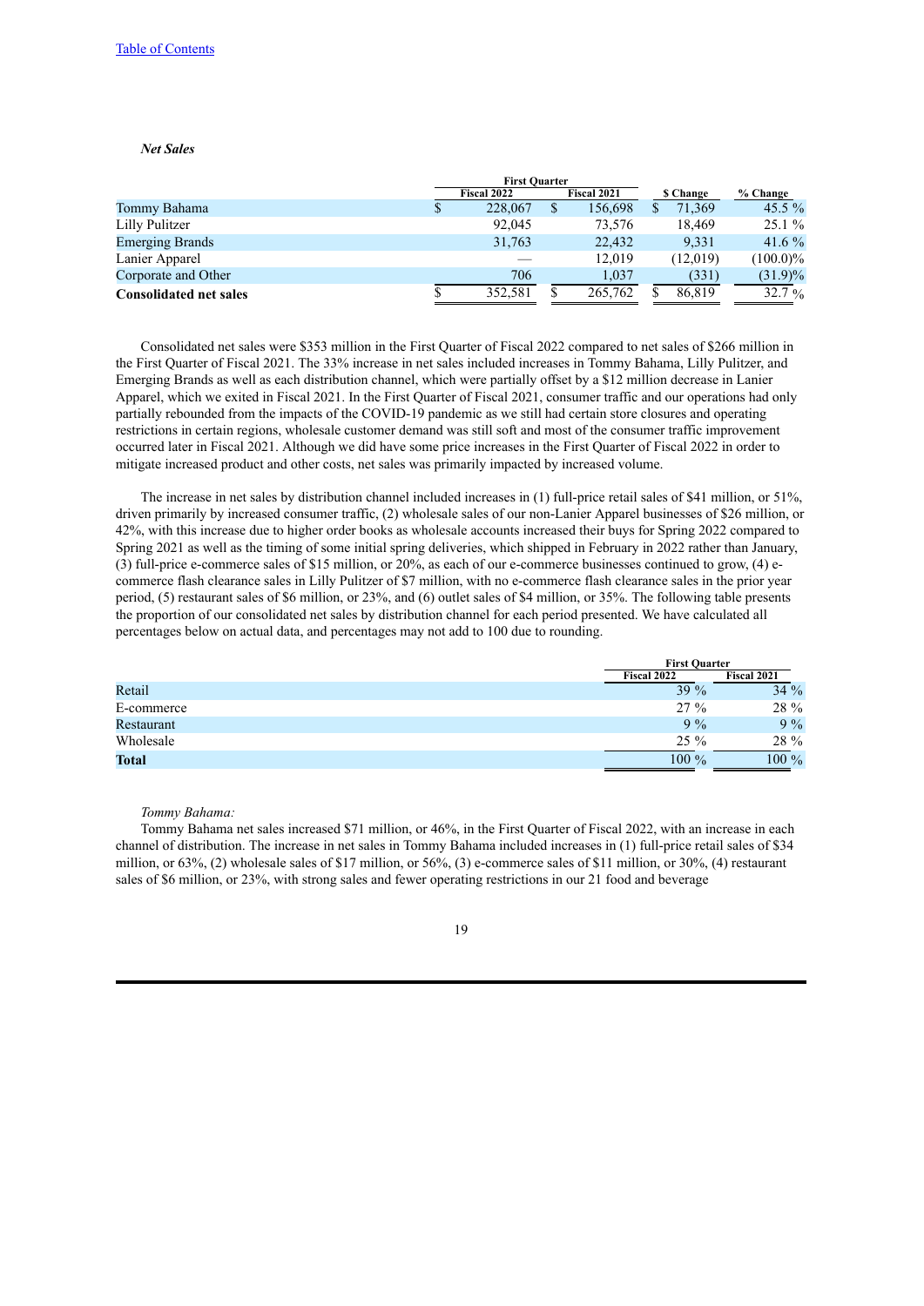*Net Sales*

| | First Quarter | | | |
|---|---|---|---|---|
| | Fiscal 2022 | Fiscal 2021 | $ Change | % Change |
| Tommy Bahama | $ 228,067 | $ 156,698 | $ 71,369 | 45.5 % |
| Lilly Pulitzer | 92,045 | 73,576 | 18,469 | 25.1 % |
| Emerging Brands | 31,763 | 22,432 | 9,331 | 41.6 % |
| Lanier Apparel | — | 12,019 | (12,019) | (100.0)% |
| Corporate and Other | 706 | 1,037 | (331) | (31.9)% |
| **Consolidated net sales** | $ 352,581 | $ 265,762 | $ 86,819 | 32.7 % |

Consolidated net sales were $353 million in the First Quarter of Fiscal 2022 compared to net sales of $266 million in the First Quarter of Fiscal 2021. The 33% increase in net sales included increases in Tommy Bahama, Lilly Pulitzer, and Emerging Brands as well as each distribution channel, which were partially offset by a $12 million decrease in Lanier Apparel, which we exited in Fiscal 2021. In the First Quarter of Fiscal 2021, consumer traffic and our operations had only partially rebounded from the impacts of the COVID-19 pandemic as we still had certain store closures and operating restrictions in certain regions, wholesale customer demand was still soft and most of the consumer traffic improvement occurred later in Fiscal 2021. Although we did have some price increases in the First Quarter of Fiscal 2022 in order to mitigate increased product and other costs, net sales was primarily impacted by increased volume.

The increase in net sales by distribution channel included increases in (1) full-price retail sales of $41 million, or 51%, driven primarily by increased consumer traffic, (2) wholesale sales of our non-Lanier Apparel businesses of $26 million, or 42%, with this increase due to higher order books as wholesale accounts increased their buys for Spring 2022 compared to Spring 2021 as well as the timing of some initial spring deliveries, which shipped in February in 2022 rather than January, (3) full-price e-commerce sales of $15 million, or 20%, as each of our e-commerce businesses continued to grow, (4) e-commerce flash clearance sales in Lilly Pulitzer of $7 million, with no e-commerce flash clearance sales in the prior year period, (5) restaurant sales of $6 million, or 23%, and (6) outlet sales of $4 million, or 35%. The following table presents the proportion of our consolidated net sales by distribution channel for each period presented. We have calculated all percentages below on actual data, and percentages may not add to 100 due to rounding.

| | First Quarter | |
|---|---|---|
| | Fiscal 2022 | Fiscal 2021 |
| Retail | 39 % | 34 % |
| E-commerce | 27 % | 28 % |
| Restaurant | 9 % | 9 % |
| Wholesale | 25 % | 28 % |
| **Total** | 100 % | 100 % |

*Tommy Bahama:*

Tommy Bahama net sales increased $71 million, or 46%, in the First Quarter of Fiscal 2022, with an increase in each channel of distribution. The increase in net sales in Tommy Bahama included increases in (1) full-price retail sales of $34 million, or 63%, (2) wholesale sales of $17 million, or 56%, (3) e-commerce sales of $11 million, or 30%, (4) restaurant sales of $6 million, or 23%, with strong sales and fewer operating restrictions in our 21 food and beverage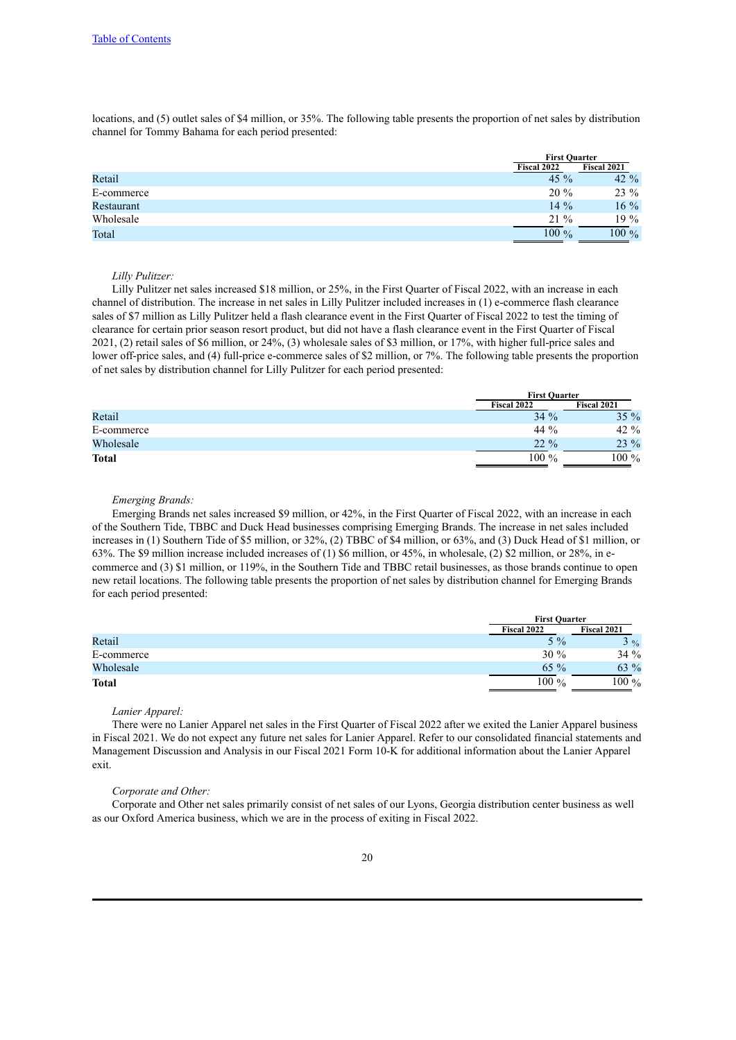locations, and (5) outlet sales of $4 million, or 35%. The following table presents the proportion of net sales by distribution channel for Tommy Bahama for each period presented:

| | First Quarter | |
|---|---|---|
| | Fiscal 2022 | Fiscal 2021 |
| Retail | 45 % | 42 % |
| E-commerce | 20 % | 23 % |
| Restaurant | 14 % | 16 % |
| Wholesale | 21 % | 19 % |
| Total | 100 % | 100 % |

*Lilly Pulitzer:*

Lilly Pulitzer net sales increased $18 million, or 25%, in the First Quarter of Fiscal 2022, with an increase in each channel of distribution. The increase in net sales in Lilly Pulitzer included increases in (1) e-commerce flash clearance sales of $7 million as Lilly Pulitzer held a flash clearance event in the First Quarter of Fiscal 2022 to test the timing of clearance for certain prior season resort product, but did not have a flash clearance event in the First Quarter of Fiscal 2021, (2) retail sales of $6 million, or 24%, (3) wholesale sales of $3 million, or 17%, with higher full-price sales and lower off-price sales, and (4) full-price e-commerce sales of $2 million, or 7%. The following table presents the proportion of net sales by distribution channel for Lilly Pulitzer for each period presented:

| | First Quarter | |
|---|---|---|
| | Fiscal 2022 | Fiscal 2021 |
| Retail | 34 % | 35 % |
| E-commerce | 44 % | 42 % |
| Wholesale | 22 % | 23 % |
| **Total** | 100 % | 100 % |

*Emerging Brands:*

Emerging Brands net sales increased $9 million, or 42%, in the First Quarter of Fiscal 2022, with an increase in each of the Southern Tide, TBBC and Duck Head businesses comprising Emerging Brands. The increase in net sales included increases in (1) Southern Tide of $5 million, or 32%, (2) TBBC of $4 million, or 63%, and (3) Duck Head of $1 million, or 63%. The $9 million increase included increases of (1) $6 million, or 45%, in wholesale, (2) $2 million, or 28%, in e-commerce and (3) $1 million, or 119%, in the Southern Tide and TBBC retail businesses, as those brands continue to open new retail locations. The following table presents the proportion of net sales by distribution channel for Emerging Brands for each period presented:

| | First Quarter | |
|---|---|---|
| | Fiscal 2022 | Fiscal 2021 |
| Retail | 5 % | 3 % |
| E-commerce | 30 % | 34 % |
| Wholesale | 65 % | 63 % |
| **Total** | 100 % | 100 % |

*Lanier Apparel:*

There were no Lanier Apparel net sales in the First Quarter of Fiscal 2022 after we exited the Lanier Apparel business in Fiscal 2021. We do not expect any future net sales for Lanier Apparel. Refer to our consolidated financial statements and Management Discussion and Analysis in our Fiscal 2021 Form 10-K for additional information about the Lanier Apparel exit.

*Corporate and Other:*

Corporate and Other net sales primarily consist of net sales of our Lyons, Georgia distribution center business as well as our Oxford America business, which we are in the process of exiting in Fiscal 2022.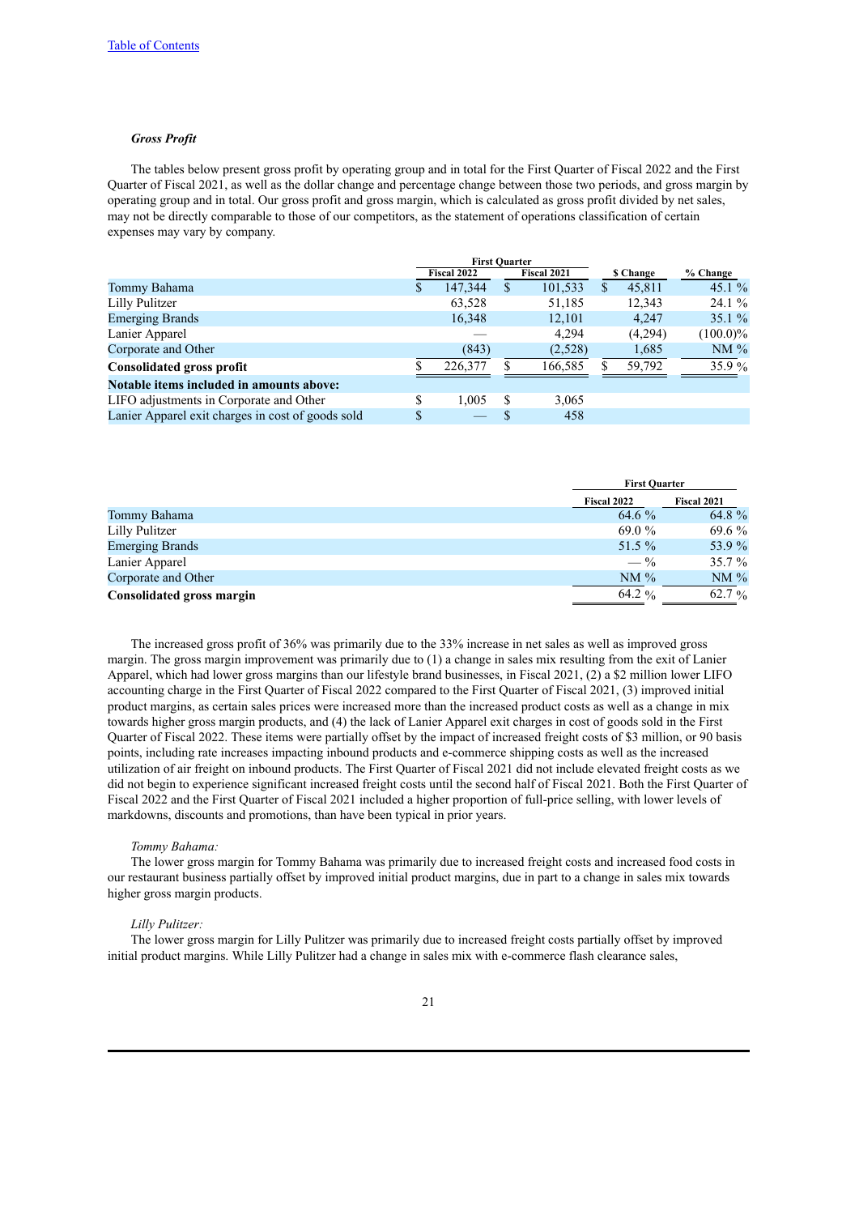[Table of Contents](#)

### *Gross Profit*

The tables below present gross profit by operating group and in total for the First Quarter of Fiscal 2022 and the First Quarter of Fiscal 2021, as well as the dollar change and percentage change between those two periods, and gross margin by operating group and in total. Our gross profit and gross margin, which is calculated as gross profit divided by net sales, may not be directly comparable to those of our competitors, as the statement of operations classification of certain expenses may vary by company.

| | First Quarter | | | |
|---|---|---|---|---|
| | Fiscal 2022 | Fiscal 2021 | $ Change | % Change |
| Tommy Bahama | $ 147,344 | $ 101,533 | $ 45,811 | 45.1 % |
| Lilly Pulitzer | 63,528 | 51,185 | 12,343 | 24.1 % |
| Emerging Brands | 16,348 | 12,101 | 4,247 | 35.1 % |
| Lanier Apparel | — | 4,294 | (4,294) | (100.0)% |
| Corporate and Other | (843) | (2,528) | 1,685 | NM % |
| **Consolidated gross profit** | $ 226,377 | $ 166,585 | $ 59,792 | 35.9 % |
| **Notable items included in amounts above:** | | | | |
| LIFO adjustments in Corporate and Other | $ 1,005 | $ 3,065 | | |
| Lanier Apparel exit charges in cost of goods sold | $ — | $ 458 | | |

| | First Quarter | |
|---|---|---|
| | Fiscal 2022 | Fiscal 2021 |
| Tommy Bahama | 64.6 % | 64.8 % |
| Lilly Pulitzer | 69.0 % | 69.6 % |
| Emerging Brands | 51.5 % | 53.9 % |
| Lanier Apparel | — % | 35.7 % |
| Corporate and Other | NM % | NM % |
| **Consolidated gross margin** | 64.2 % | 62.7 % |

The increased gross profit of 36% was primarily due to the 33% increase in net sales as well as improved gross margin. The gross margin improvement was primarily due to (1) a change in sales mix resulting from the exit of Lanier Apparel, which had lower gross margins than our lifestyle brand businesses, in Fiscal 2021, (2) a $2 million lower LIFO accounting charge in the First Quarter of Fiscal 2022 compared to the First Quarter of Fiscal 2021, (3) improved initial product margins, as certain sales prices were increased more than the increased product costs as well as a change in mix towards higher gross margin products, and (4) the lack of Lanier Apparel exit charges in cost of goods sold in the First Quarter of Fiscal 2022. These items were partially offset by the impact of increased freight costs of $3 million, or 90 basis points, including rate increases impacting inbound products and e-commerce shipping costs as well as the increased utilization of air freight on inbound products. The First Quarter of Fiscal 2021 did not include elevated freight costs as we did not begin to experience significant increased freight costs until the second half of Fiscal 2021. Both the First Quarter of Fiscal 2022 and the First Quarter of Fiscal 2021 included a higher proportion of full-price selling, with lower levels of markdowns, discounts and promotions, than have been typical in prior years.

*Tommy Bahama:*

The lower gross margin for Tommy Bahama was primarily due to increased freight costs and increased food costs in our restaurant business partially offset by improved initial product margins, due in part to a change in sales mix towards higher gross margin products.

*Lilly Pulitzer:*

The lower gross margin for Lilly Pulitzer was primarily due to increased freight costs partially offset by improved initial product margins. While Lilly Pulitzer had a change in sales mix with e-commerce flash clearance sales,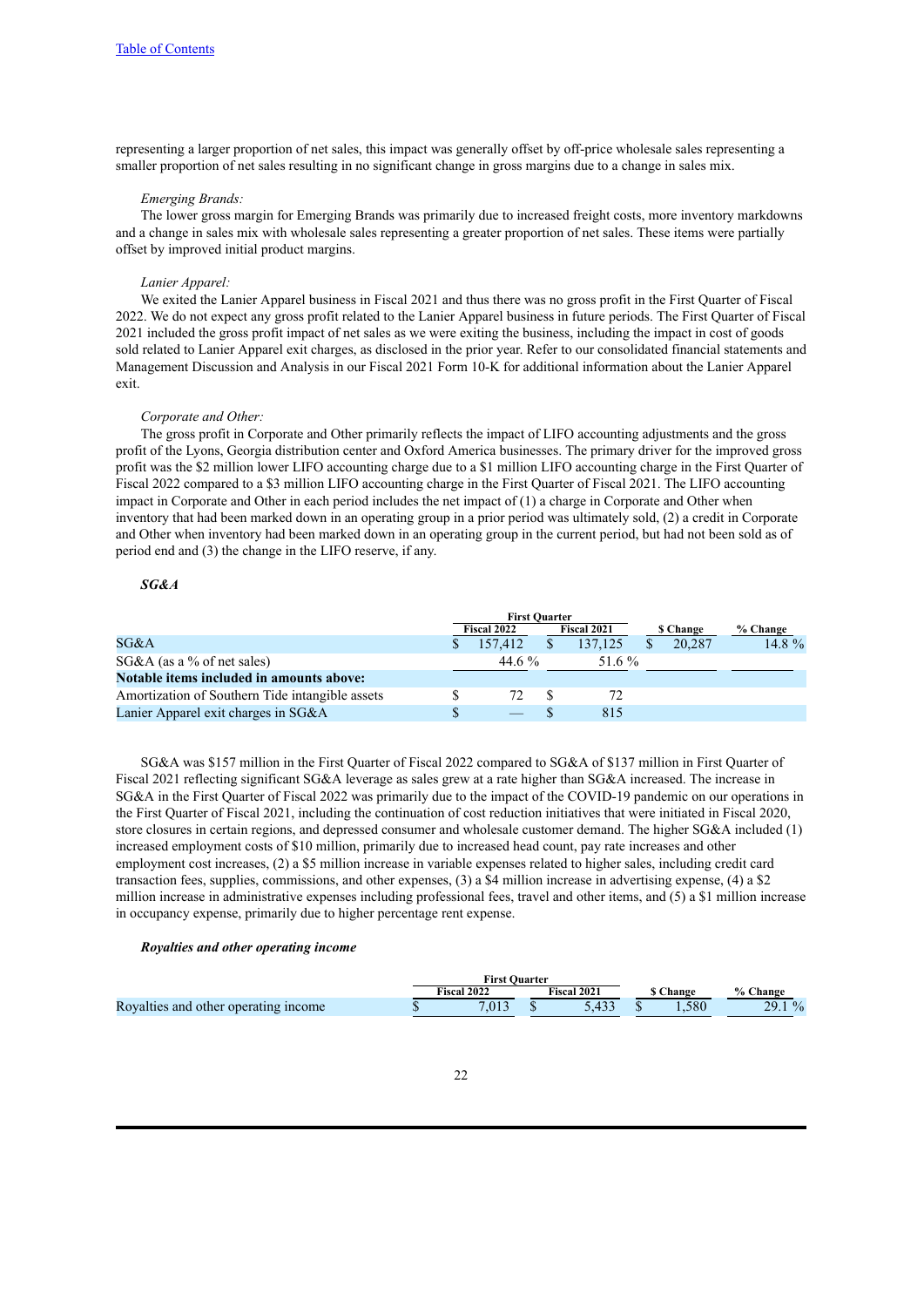representing a larger proportion of net sales, this impact was generally offset by off-price wholesale sales representing a smaller proportion of net sales resulting in no significant change in gross margins due to a change in sales mix.

*Emerging Brands:*

The lower gross margin for Emerging Brands was primarily due to increased freight costs, more inventory markdowns and a change in sales mix with wholesale sales representing a greater proportion of net sales. These items were partially offset by improved initial product margins.

*Lanier Apparel:*

We exited the Lanier Apparel business in Fiscal 2021 and thus there was no gross profit in the First Quarter of Fiscal 2022. We do not expect any gross profit related to the Lanier Apparel business in future periods. The First Quarter of Fiscal 2021 included the gross profit impact of net sales as we were exiting the business, including the impact in cost of goods sold related to Lanier Apparel exit charges, as disclosed in the prior year. Refer to our consolidated financial statements and Management Discussion and Analysis in our Fiscal 2021 Form 10-K for additional information about the Lanier Apparel exit.

*Corporate and Other:*

The gross profit in Corporate and Other primarily reflects the impact of LIFO accounting adjustments and the gross profit of the Lyons, Georgia distribution center and Oxford America businesses. The primary driver for the improved gross profit was the $2 million lower LIFO accounting charge due to a $1 million LIFO accounting charge in the First Quarter of Fiscal 2022 compared to a $3 million LIFO accounting charge in the First Quarter of Fiscal 2021. The LIFO accounting impact in Corporate and Other in each period includes the net impact of (1) a charge in Corporate and Other when inventory that had been marked down in an operating group in a prior period was ultimately sold, (2) a credit in Corporate and Other when inventory had been marked down in an operating group in the current period, but had not been sold as of period end and (3) the change in the LIFO reserve, if any.

***SG&A***

| | First Quarter | | | |
|---|---|---|---|---|
| | Fiscal 2022 | Fiscal 2021 | $ Change | % Change |
| SG&A | $ 157,412 | $ 137,125 | $ 20,287 | 14.8 % |
| SG&A (as a % of net sales) | 44.6 % | 51.6 % | | |
| **Notable items included in amounts above:** | | | | |
| Amortization of Southern Tide intangible assets | $ 72 | $ 72 | | |
| Lanier Apparel exit charges in SG&A | $ — | $ 815 | | |

SG&A was $157 million in the First Quarter of Fiscal 2022 compared to SG&A of $137 million in First Quarter of Fiscal 2021 reflecting significant SG&A leverage as sales grew at a rate higher than SG&A increased. The increase in SG&A in the First Quarter of Fiscal 2022 was primarily due to the impact of the COVID-19 pandemic on our operations in the First Quarter of Fiscal 2021, including the continuation of cost reduction initiatives that were initiated in Fiscal 2020, store closures in certain regions, and depressed consumer and wholesale customer demand. The higher SG&A included (1) increased employment costs of $10 million, primarily due to increased head count, pay rate increases and other employment cost increases, (2) a $5 million increase in variable expenses related to higher sales, including credit card transaction fees, supplies, commissions, and other expenses, (3) a $4 million increase in advertising expense, (4) a $2 million increase in administrative expenses including professional fees, travel and other items, and (5) a $1 million increase in occupancy expense, primarily due to higher percentage rent expense.

***Royalties and other operating income***

| | First Quarter | | | |
|---|---|---|---|---|
| | Fiscal 2022 | Fiscal 2021 | $ Change | % Change |
| Royalties and other operating income | $ 7,013 | $ 5,433 | $ 1,580 | 29.1 % |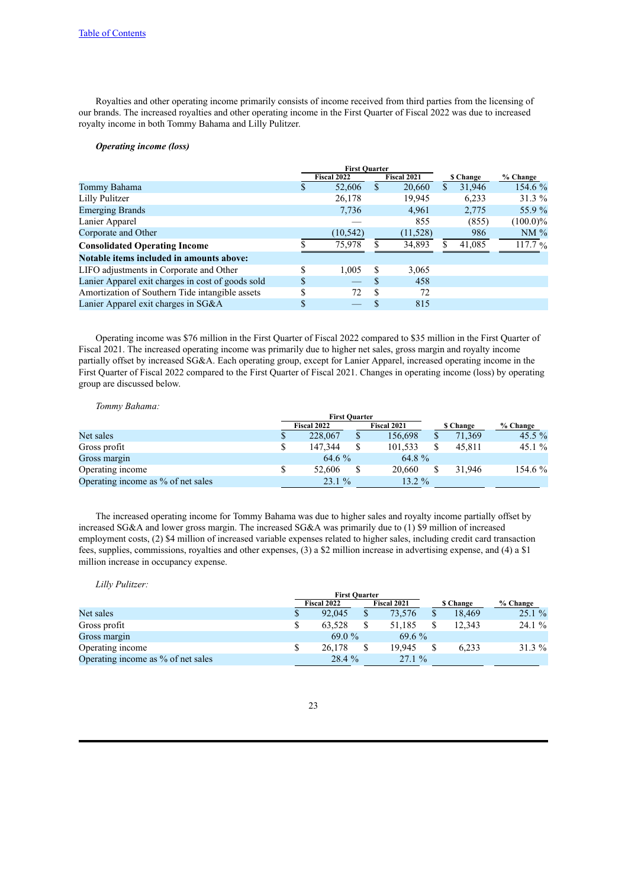Royalties and other operating income primarily consists of income received from third parties from the licensing of our brands. The increased royalties and other operating income in the First Quarter of Fiscal 2022 was due to increased royalty income in both Tommy Bahama and Lilly Pulitzer.

***Operating income (loss)***

| | First Quarter | | | |
|---|---|---|---|---|
| | Fiscal 2022 | Fiscal 2021 | $ Change | % Change |
| Tommy Bahama | $ 52,606 | $ 20,660 | $ 31,946 | 154.6 % |
| Lilly Pulitzer | 26,178 | 19,945 | 6,233 | 31.3 % |
| Emerging Brands | 7,736 | 4,961 | 2,775 | 55.9 % |
| Lanier Apparel | — | 855 | (855) | (100.0)% |
| Corporate and Other | (10,542) | (11,528) | 986 | NM % |
| **Consolidated Operating Income** | $ 75,978 | $ 34,893 | $ 41,085 | 117.7 % |
| **Notable items included in amounts above:** | | | | |
| LIFO adjustments in Corporate and Other | $ 1,005 | $ 3,065 | | |
| Lanier Apparel exit charges in cost of goods sold | $ — | $ 458 | | |
| Amortization of Southern Tide intangible assets | $ 72 | $ 72 | | |
| Lanier Apparel exit charges in SG&A | $ — | $ 815 | | |

Operating income was $76 million in the First Quarter of Fiscal 2022 compared to $35 million in the First Quarter of Fiscal 2021. The increased operating income was primarily due to higher net sales, gross margin and royalty income partially offset by increased SG&A. Each operating group, except for Lanier Apparel, increased operating income in the First Quarter of Fiscal 2022 compared to the First Quarter of Fiscal 2021. Changes in operating income (loss) by operating group are discussed below.

*Tommy Bahama:*

| | First Quarter | | | |
|---|---|---|---|---|
| | Fiscal 2022 | Fiscal 2021 | $ Change | % Change |
| Net sales | $ 228,067 | $ 156,698 | $ 71,369 | 45.5 % |
| Gross profit | $ 147,344 | $ 101,533 | $ 45,811 | 45.1 % |
| Gross margin | 64.6 % | 64.8 % | | |
| Operating income | $ 52,606 | $ 20,660 | $ 31,946 | 154.6 % |
| Operating income as % of net sales | 23.1 % | 13.2 % | | |

The increased operating income for Tommy Bahama was due to higher sales and royalty income partially offset by increased SG&A and lower gross margin. The increased SG&A was primarily due to (1) $9 million of increased employment costs, (2) $4 million of increased variable expenses related to higher sales, including credit card transaction fees, supplies, commissions, royalties and other expenses, (3) a $2 million increase in advertising expense, and (4) a $1 million increase in occupancy expense.

*Lilly Pulitzer:*

| | First Quarter | | | |
|---|---|---|---|---|
| | Fiscal 2022 | Fiscal 2021 | $ Change | % Change |
| Net sales | $ 92,045 | $ 73,576 | $ 18,469 | 25.1 % |
| Gross profit | $ 63,528 | $ 51,185 | $ 12,343 | 24.1 % |
| Gross margin | 69.0 % | 69.6 % | | |
| Operating income | $ 26,178 | $ 19,945 | $ 6,233 | 31.3 % |
| Operating income as % of net sales | 28.4 % | 27.1 % | | |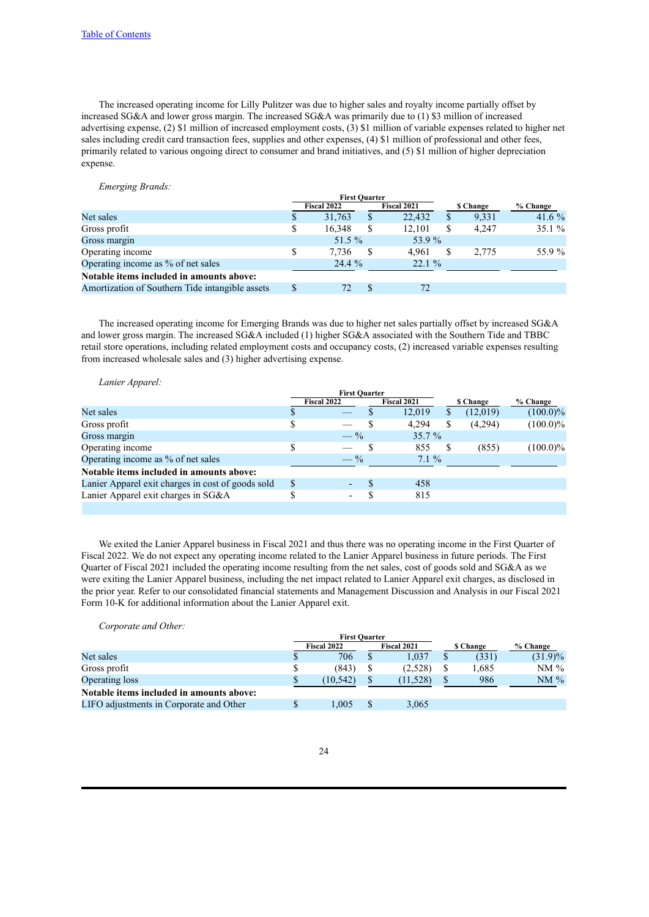The increased operating income for Lilly Pulitzer was due to higher sales and royalty income partially offset by increased SG&A and lower gross margin. The increased SG&A was primarily due to (1) $3 million of increased advertising expense, (2) $1 million of increased employment costs, (3) $1 million of variable expenses related to higher net sales including credit card transaction fees, supplies and other expenses, (4) $1 million of professional and other fees, primarily related to various ongoing direct to consumer and brand initiatives, and (5) $1 million of higher depreciation expense.

*Emerging Brands:*

| | First Quarter | | | |
|---|---|---|---|---|
| | Fiscal 2022 | Fiscal 2021 | $ Change | % Change |
| Net sales | $ 31,763 | $ 22,432 | $ 9,331 | 41.6 % |
| Gross profit | $ 16,348 | $ 12,101 | $ 4,247 | 35.1 % |
| Gross margin | 51.5 % | 53.9 % | | |
| Operating income | $ 7,736 | $ 4,961 | $ 2,775 | 55.9 % |
| Operating income as % of net sales | 24.4 % | 22.1 % | | |
| **Notable items included in amounts above:** | | | | |
| Amortization of Southern Tide intangible assets | $ 72 | $ 72 | | |

The increased operating income for Emerging Brands was due to higher net sales partially offset by increased SG&A and lower gross margin. The increased SG&A included (1) higher SG&A associated with the Southern Tide and TBBC retail store operations, including related employment costs and occupancy costs, (2) increased variable expenses resulting from increased wholesale sales and (3) higher advertising expense.

*Lanier Apparel:*

| | First Quarter | | | |
|---|---|---|---|---|
| | Fiscal 2022 | Fiscal 2021 | $ Change | % Change |
| Net sales | $ — | $ 12,019 | $ (12,019) | (100.0)% |
| Gross profit | $ — | $ 4,294 | $ (4,294) | (100.0)% |
| Gross margin | — % | 35.7 % | | |
| Operating income | $ — | $ 855 | $ (855) | (100.0)% |
| Operating income as % of net sales | — % | 7.1 % | | |
| **Notable items included in amounts above:** | | | | |
| Lanier Apparel exit charges in cost of goods sold | $ - | $ 458 | | |
| Lanier Apparel exit charges in SG&A | $ - | $ 815 | | |

We exited the Lanier Apparel business in Fiscal 2021 and thus there was no operating income in the First Quarter of Fiscal 2022. We do not expect any operating income related to the Lanier Apparel business in future periods. The First Quarter of Fiscal 2021 included the operating income resulting from the net sales, cost of goods sold and SG&A as we were exiting the Lanier Apparel business, including the net impact related to Lanier Apparel exit charges, as disclosed in the prior year. Refer to our consolidated financial statements and Management Discussion and Analysis in our Fiscal 2021 Form 10-K for additional information about the Lanier Apparel exit.

*Corporate and Other:*

| | First Quarter | | | |
|---|---|---|---|---|
| | Fiscal 2022 | Fiscal 2021 | $ Change | % Change |
| Net sales | $ 706 | $ 1,037 | $ (331) | (31.9)% |
| Gross profit | $ (843) | $ (2,528) | $ 1,685 | NM % |
| Operating loss | $ (10,542) | $ (11,528) | $ 986 | NM % |
| **Notable items included in amounts above:** | | | | |
| LIFO adjustments in Corporate and Other | $ 1,005 | $ 3,065 | | |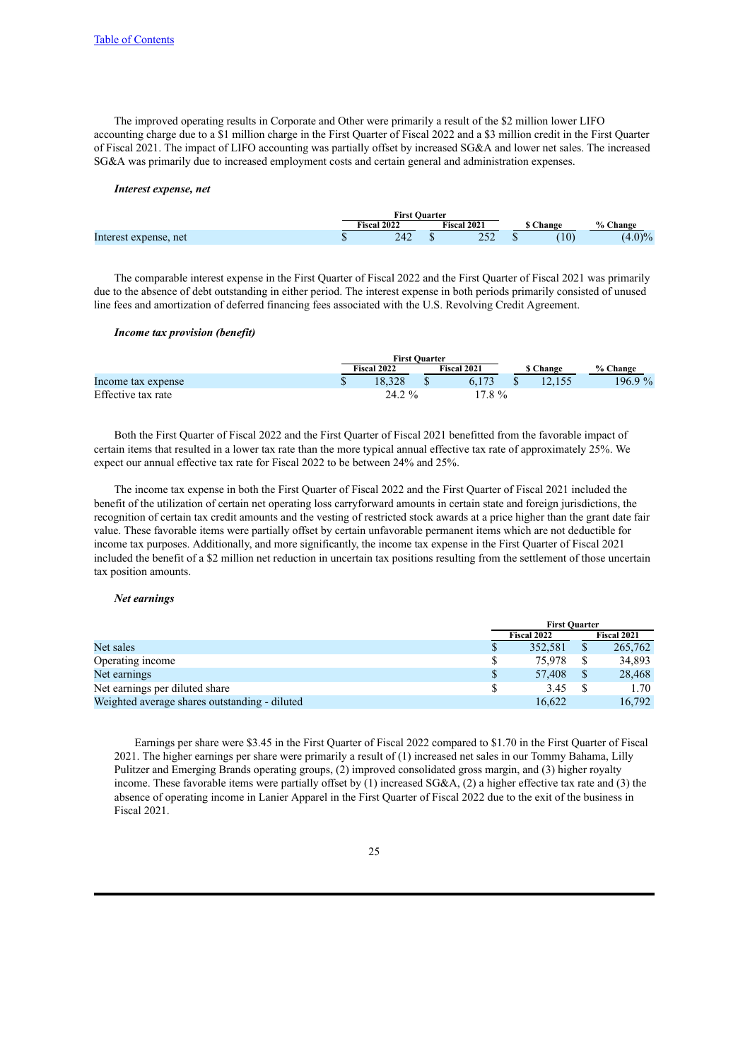[Table of Contents](#)

The improved operating results in Corporate and Other were primarily a result of the $2 million lower LIFO accounting charge due to a $1 million charge in the First Quarter of Fiscal 2022 and a $3 million credit in the First Quarter of Fiscal 2021. The impact of LIFO accounting was partially offset by increased SG&A and lower net sales. The increased SG&A was primarily due to increased employment costs and certain general and administration expenses.

***Interest expense, net***

| | First Quarter | | | |
|---|---|---|---|---|
| | Fiscal 2022 | Fiscal 2021 | $ Change | % Change |
| Interest expense, net | $ 242 | $ 252 | $ (10) | (4.0)% |

The comparable interest expense in the First Quarter of Fiscal 2022 and the First Quarter of Fiscal 2021 was primarily due to the absence of debt outstanding in either period. The interest expense in both periods primarily consisted of unused line fees and amortization of deferred financing fees associated with the U.S. Revolving Credit Agreement.

***Income tax provision (benefit)***

| | First Quarter | | | |
|---|---|---|---|---|
| | Fiscal 2022 | Fiscal 2021 | $ Change | % Change |
| Income tax expense | $ 18,328 | $ 6,173 | $ 12,155 | 196.9 % |
| Effective tax rate | 24.2 % | 17.8 % | | |

Both the First Quarter of Fiscal 2022 and the First Quarter of Fiscal 2021 benefitted from the favorable impact of certain items that resulted in a lower tax rate than the more typical annual effective tax rate of approximately 25%. We expect our annual effective tax rate for Fiscal 2022 to be between 24% and 25%.

The income tax expense in both the First Quarter of Fiscal 2022 and the First Quarter of Fiscal 2021 included the benefit of the utilization of certain net operating loss carryforward amounts in certain state and foreign jurisdictions, the recognition of certain tax credit amounts and the vesting of restricted stock awards at a price higher than the grant date fair value. These favorable items were partially offset by certain unfavorable permanent items which are not deductible for income tax purposes. Additionally, and more significantly, the income tax expense in the First Quarter of Fiscal 2021 included the benefit of a $2 million net reduction in uncertain tax positions resulting from the settlement of those uncertain tax position amounts.

***Net earnings***

| | First Quarter | |
|---|---|---|
| | Fiscal 2022 | Fiscal 2021 |
| Net sales | $ 352,581 | $ 265,762 |
| Operating income | $ 75,978 | $ 34,893 |
| Net earnings | $ 57,408 | $ 28,468 |
| Net earnings per diluted share | $ 3.45 | $ 1.70 |
| Weighted average shares outstanding - diluted | 16,622 | 16,792 |

Earnings per share were $3.45 in the First Quarter of Fiscal 2022 compared to $1.70 in the First Quarter of Fiscal 2021. The higher earnings per share were primarily a result of (1) increased net sales in our Tommy Bahama, Lilly Pulitzer and Emerging Brands operating groups, (2) improved consolidated gross margin, and (3) higher royalty income. These favorable items were partially offset by (1) increased SG&A, (2) a higher effective tax rate and (3) the absence of operating income in Lanier Apparel in the First Quarter of Fiscal 2022 due to the exit of the business in Fiscal 2021.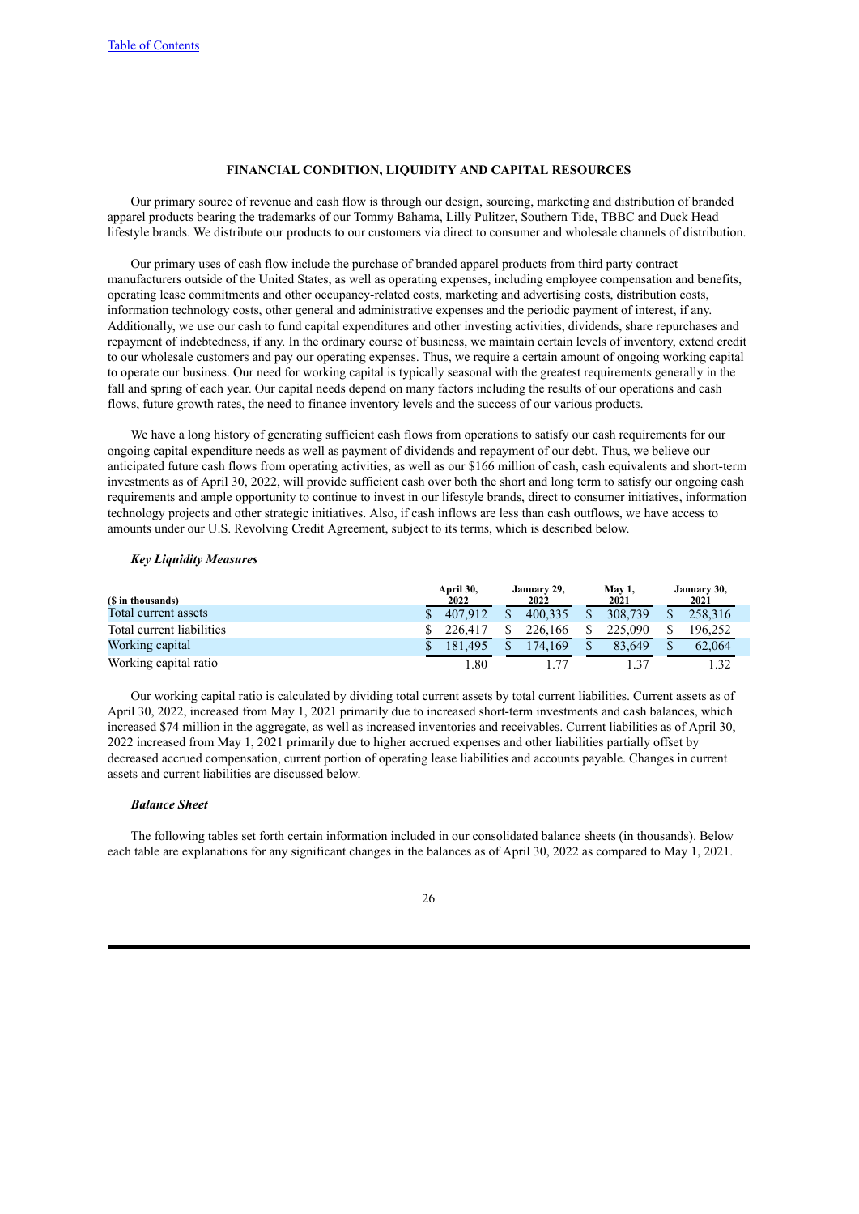[Table of Contents](#)

## FINANCIAL CONDITION, LIQUIDITY AND CAPITAL RESOURCES

Our primary source of revenue and cash flow is through our design, sourcing, marketing and distribution of branded apparel products bearing the trademarks of our Tommy Bahama, Lilly Pulitzer, Southern Tide, TBBC and Duck Head lifestyle brands. We distribute our products to our customers via direct to consumer and wholesale channels of distribution.

Our primary uses of cash flow include the purchase of branded apparel products from third party contract manufacturers outside of the United States, as well as operating expenses, including employee compensation and benefits, operating lease commitments and other occupancy-related costs, marketing and advertising costs, distribution costs, information technology costs, other general and administrative expenses and the periodic payment of interest, if any. Additionally, we use our cash to fund capital expenditures and other investing activities, dividends, share repurchases and repayment of indebtedness, if any. In the ordinary course of business, we maintain certain levels of inventory, extend credit to our wholesale customers and pay our operating expenses. Thus, we require a certain amount of ongoing working capital to operate our business. Our need for working capital is typically seasonal with the greatest requirements generally in the fall and spring of each year. Our capital needs depend on many factors including the results of our operations and cash flows, future growth rates, the need to finance inventory levels and the success of our various products.

We have a long history of generating sufficient cash flows from operations to satisfy our cash requirements for our ongoing capital expenditure needs as well as payment of dividends and repayment of our debt. Thus, we believe our anticipated future cash flows from operating activities, as well as our $166 million of cash, cash equivalents and short-term investments as of April 30, 2022, will provide sufficient cash over both the short and long term to satisfy our ongoing cash requirements and ample opportunity to continue to invest in our lifestyle brands, direct to consumer initiatives, information technology projects and other strategic initiatives. Also, if cash inflows are less than cash outflows, we have access to amounts under our U.S. Revolving Credit Agreement, subject to its terms, which is described below.

### *Key Liquidity Measures*

| ($ in thousands) | April 30, 2022 | January 29, 2022 | May 1, 2021 | January 30, 2021 |
|---|---|---|---|---|
| Total current assets | $ 407,912 | $ 400,335 | $ 308,739 | $ 258,316 |
| Total current liabilities | $ 226,417 | $ 226,166 | $ 225,090 | $ 196,252 |
| Working capital | $ 181,495 | $ 174,169 | $ 83,649 | $ 62,064 |
| Working capital ratio | 1.80 | 1.77 | 1.37 | 1.32 |

Our working capital ratio is calculated by dividing total current assets by total current liabilities. Current assets as of April 30, 2022, increased from May 1, 2021 primarily due to increased short-term investments and cash balances, which increased $74 million in the aggregate, as well as increased inventories and receivables. Current liabilities as of April 30, 2022 increased from May 1, 2021 primarily due to higher accrued expenses and other liabilities partially offset by decreased accrued compensation, current portion of operating lease liabilities and accounts payable. Changes in current assets and current liabilities are discussed below.

### *Balance Sheet*

The following tables set forth certain information included in our consolidated balance sheets (in thousands). Below each table are explanations for any significant changes in the balances as of April 30, 2022 as compared to May 1, 2021.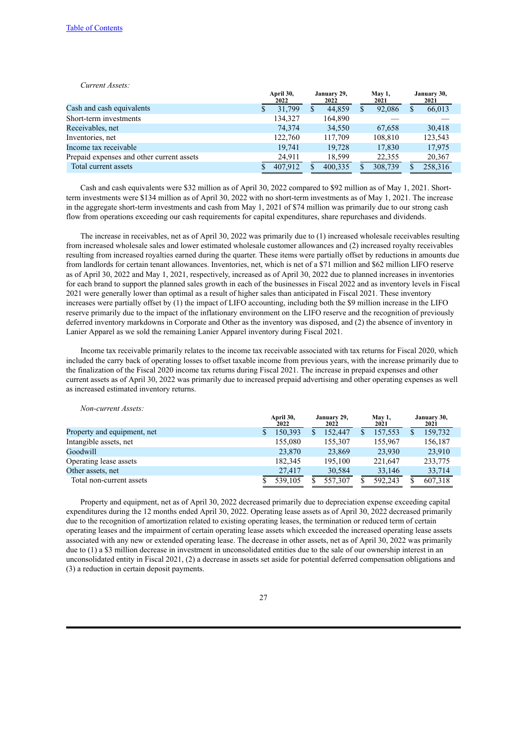*Current Assets:*

| | April 30, 2022 | January 29, 2022 | May 1, 2021 | January 30, 2021 |
|---|---|---|---|---|
| Cash and cash equivalents | $ 31,799 | $ 44,859 | $ 92,086 | $ 66,013 |
| Short-term investments | 134,327 | 164,890 | — | — |
| Receivables, net | 74,374 | 34,550 | 67,658 | 30,418 |
| Inventories, net | 122,760 | 117,709 | 108,810 | 123,543 |
| Income tax receivable | 19,741 | 19,728 | 17,830 | 17,975 |
| Prepaid expenses and other current assets | 24,911 | 18,599 | 22,355 | 20,367 |
| Total current assets | $ 407,912 | $ 400,335 | $ 308,739 | $ 258,316 |

Cash and cash equivalents were $32 million as of April 30, 2022 compared to $92 million as of May 1, 2021. Short-term investments were $134 million as of April 30, 2022 with no short-term investments as of May 1, 2021. The increase in the aggregate short-term investments and cash from May 1, 2021 of $74 million was primarily due to our strong cash flow from operations exceeding our cash requirements for capital expenditures, share repurchases and dividends.

The increase in receivables, net as of April 30, 2022 was primarily due to (1) increased wholesale receivables resulting from increased wholesale sales and lower estimated wholesale customer allowances and (2) increased royalty receivables resulting from increased royalties earned during the quarter. These items were partially offset by reductions in amounts due from landlords for certain tenant allowances. Inventories, net, which is net of a $71 million and $62 million LIFO reserve as of April 30, 2022 and May 1, 2021, respectively, increased as of April 30, 2022 due to planned increases in inventories for each brand to support the planned sales growth in each of the businesses in Fiscal 2022 and as inventory levels in Fiscal 2021 were generally lower than optimal as a result of higher sales than anticipated in Fiscal 2021. These inventory increases were partially offset by (1) the impact of LIFO accounting, including both the $9 million increase in the LIFO reserve primarily due to the impact of the inflationary environment on the LIFO reserve and the recognition of previously deferred inventory markdowns in Corporate and Other as the inventory was disposed, and (2) the absence of inventory in Lanier Apparel as we sold the remaining Lanier Apparel inventory during Fiscal 2021.

Income tax receivable primarily relates to the income tax receivable associated with tax returns for Fiscal 2020, which included the carry back of operating losses to offset taxable income from previous years, with the increase primarily due to the finalization of the Fiscal 2020 income tax returns during Fiscal 2021. The increase in prepaid expenses and other current assets as of April 30, 2022 was primarily due to increased prepaid advertising and other operating expenses as well as increased estimated inventory returns.

*Non-current Assets:*

| | April 30, 2022 | January 29, 2022 | May 1, 2021 | January 30, 2021 |
|---|---|---|---|---|
| Property and equipment, net | $ 150,393 | $ 152,447 | $ 157,553 | $ 159,732 |
| Intangible assets, net | 155,080 | 155,307 | 155,967 | 156,187 |
| Goodwill | 23,870 | 23,869 | 23,930 | 23,910 |
| Operating lease assets | 182,345 | 195,100 | 221,647 | 233,775 |
| Other assets, net | 27,417 | 30,584 | 33,146 | 33,714 |
| Total non-current assets | $ 539,105 | $ 557,307 | $ 592,243 | $ 607,318 |

Property and equipment, net as of April 30, 2022 decreased primarily due to depreciation expense exceeding capital expenditures during the 12 months ended April 30, 2022. Operating lease assets as of April 30, 2022 decreased primarily due to the recognition of amortization related to existing operating leases, the termination or reduced term of certain operating leases and the impairment of certain operating lease assets which exceeded the increased operating lease assets associated with any new or extended operating lease. The decrease in other assets, net as of April 30, 2022 was primarily due to (1) a $3 million decrease in investment in unconsolidated entities due to the sale of our ownership interest in an unconsolidated entity in Fiscal 2021, (2) a decrease in assets set aside for potential deferred compensation obligations and (3) a reduction in certain deposit payments.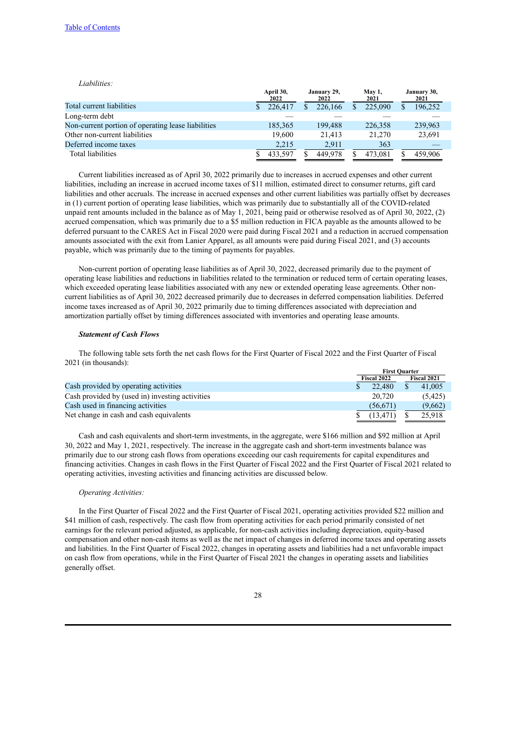[Table of Contents](#)

*Liabilities:*

| | April 30, 2022 | January 29, 2022 | May 1, 2021 | January 30, 2021 |
|---|---|---|---|---|
| Total current liabilities | $ 226,417 | $ 226,166 | $ 225,090 | $ 196,252 |
| Long-term debt | — | — | — | — |
| Non-current portion of operating lease liabilities | 185,365 | 199,488 | 226,358 | 239,963 |
| Other non-current liabilities | 19,600 | 21,413 | 21,270 | 23,691 |
| Deferred income taxes | 2,215 | 2,911 | 363 | — |
| Total liabilities | $ 433,597 | $ 449,978 | $ 473,081 | $ 459,906 |

Current liabilities increased as of April 30, 2022 primarily due to increases in accrued expenses and other current liabilities, including an increase in accrued income taxes of $11 million, estimated direct to consumer returns, gift card liabilities and other accruals. The increase in accrued expenses and other current liabilities was partially offset by decreases in (1) current portion of operating lease liabilities, which was primarily due to substantially all of the COVID-related unpaid rent amounts included in the balance as of May 1, 2021, being paid or otherwise resolved as of April 30, 2022, (2) accrued compensation, which was primarily due to a $5 million reduction in FICA payable as the amounts allowed to be deferred pursuant to the CARES Act in Fiscal 2020 were paid during Fiscal 2021 and a reduction in accrued compensation amounts associated with the exit from Lanier Apparel, as all amounts were paid during Fiscal 2021, and (3) accounts payable, which was primarily due to the timing of payments for payables.

Non-current portion of operating lease liabilities as of April 30, 2022, decreased primarily due to the payment of operating lease liabilities and reductions in liabilities related to the termination or reduced term of certain operating leases, which exceeded operating lease liabilities associated with any new or extended operating lease agreements. Other non-current liabilities as of April 30, 2022 decreased primarily due to decreases in deferred compensation liabilities. Deferred income taxes increased as of April 30, 2022 primarily due to timing differences associated with depreciation and amortization partially offset by timing differences associated with inventories and operating lease amounts.

***Statement of Cash Flows***

The following table sets forth the net cash flows for the First Quarter of Fiscal 2022 and the First Quarter of Fiscal 2021 (in thousands):

| | First Quarter | |
|---|---|---|
| | Fiscal 2022 | Fiscal 2021 |
| Cash provided by operating activities | $ 22,480 | $ 41,005 |
| Cash provided by (used in) investing activities | 20,720 | (5,425) |
| Cash used in financing activities | (56,671) | (9,662) |
| Net change in cash and cash equivalents | $ (13,471) | $ 25,918 |

Cash and cash equivalents and short-term investments, in the aggregate, were $166 million and $92 million at April 30, 2022 and May 1, 2021, respectively. The increase in the aggregate cash and short-term investments balance was primarily due to our strong cash flows from operations exceeding our cash requirements for capital expenditures and financing activities. Changes in cash flows in the First Quarter of Fiscal 2022 and the First Quarter of Fiscal 2021 related to operating activities, investing activities and financing activities are discussed below.

*Operating Activities:*

In the First Quarter of Fiscal 2022 and the First Quarter of Fiscal 2021, operating activities provided $22 million and $41 million of cash, respectively. The cash flow from operating activities for each period primarily consisted of net earnings for the relevant period adjusted, as applicable, for non-cash activities including depreciation, equity-based compensation and other non-cash items as well as the net impact of changes in deferred income taxes and operating assets and liabilities. In the First Quarter of Fiscal 2022, changes in operating assets and liabilities had a net unfavorable impact on cash flow from operations, while in the First Quarter of Fiscal 2021 the changes in operating assets and liabilities generally offset.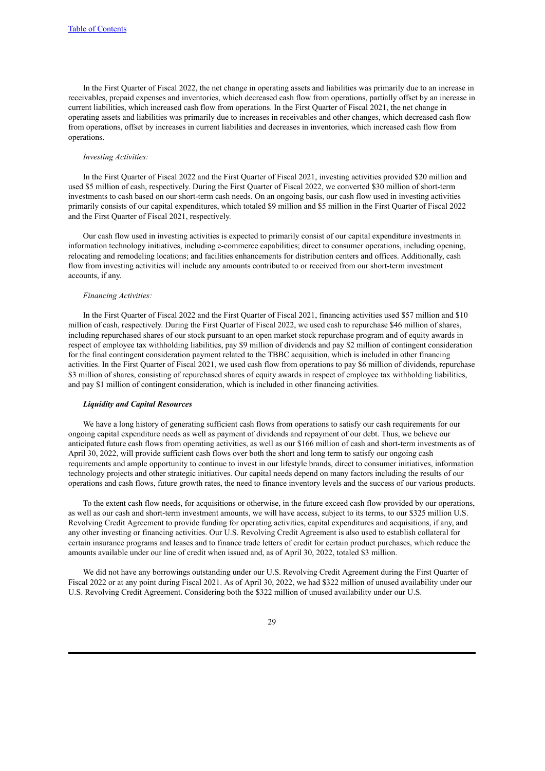In the First Quarter of Fiscal 2022, the net change in operating assets and liabilities was primarily due to an increase in receivables, prepaid expenses and inventories, which decreased cash flow from operations, partially offset by an increase in current liabilities, which increased cash flow from operations. In the First Quarter of Fiscal 2021, the net change in operating assets and liabilities was primarily due to increases in receivables and other changes, which decreased cash flow from operations, offset by increases in current liabilities and decreases in inventories, which increased cash flow from operations.

*Investing Activities:*

In the First Quarter of Fiscal 2022 and the First Quarter of Fiscal 2021, investing activities provided $20 million and used $5 million of cash, respectively. During the First Quarter of Fiscal 2022, we converted $30 million of short-term investments to cash based on our short-term cash needs. On an ongoing basis, our cash flow used in investing activities primarily consists of our capital expenditures, which totaled $9 million and $5 million in the First Quarter of Fiscal 2022 and the First Quarter of Fiscal 2021, respectively.

Our cash flow used in investing activities is expected to primarily consist of our capital expenditure investments in information technology initiatives, including e-commerce capabilities; direct to consumer operations, including opening, relocating and remodeling locations; and facilities enhancements for distribution centers and offices. Additionally, cash flow from investing activities will include any amounts contributed to or received from our short-term investment accounts, if any.

*Financing Activities:*

In the First Quarter of Fiscal 2022 and the First Quarter of Fiscal 2021, financing activities used $57 million and $10 million of cash, respectively. During the First Quarter of Fiscal 2022, we used cash to repurchase $46 million of shares, including repurchased shares of our stock pursuant to an open market stock repurchase program and of equity awards in respect of employee tax withholding liabilities, pay $9 million of dividends and pay $2 million of contingent consideration for the final contingent consideration payment related to the TBBC acquisition, which is included in other financing activities. In the First Quarter of Fiscal 2021, we used cash flow from operations to pay $6 million of dividends, repurchase $3 million of shares, consisting of repurchased shares of equity awards in respect of employee tax withholding liabilities, and pay $1 million of contingent consideration, which is included in other financing activities.

***Liquidity and Capital Resources***

We have a long history of generating sufficient cash flows from operations to satisfy our cash requirements for our ongoing capital expenditure needs as well as payment of dividends and repayment of our debt. Thus, we believe our anticipated future cash flows from operating activities, as well as our $166 million of cash and short-term investments as of April 30, 2022, will provide sufficient cash flows over both the short and long term to satisfy our ongoing cash requirements and ample opportunity to continue to invest in our lifestyle brands, direct to consumer initiatives, information technology projects and other strategic initiatives. Our capital needs depend on many factors including the results of our operations and cash flows, future growth rates, the need to finance inventory levels and the success of our various products.

To the extent cash flow needs, for acquisitions or otherwise, in the future exceed cash flow provided by our operations, as well as our cash and short-term investment amounts, we will have access, subject to its terms, to our $325 million U.S. Revolving Credit Agreement to provide funding for operating activities, capital expenditures and acquisitions, if any, and any other investing or financing activities. Our U.S. Revolving Credit Agreement is also used to establish collateral for certain insurance programs and leases and to finance trade letters of credit for certain product purchases, which reduce the amounts available under our line of credit when issued and, as of April 30, 2022, totaled $3 million.

We did not have any borrowings outstanding under our U.S. Revolving Credit Agreement during the First Quarter of Fiscal 2022 or at any point during Fiscal 2021. As of April 30, 2022, we had $322 million of unused availability under our U.S. Revolving Credit Agreement. Considering both the $322 million of unused availability under our U.S.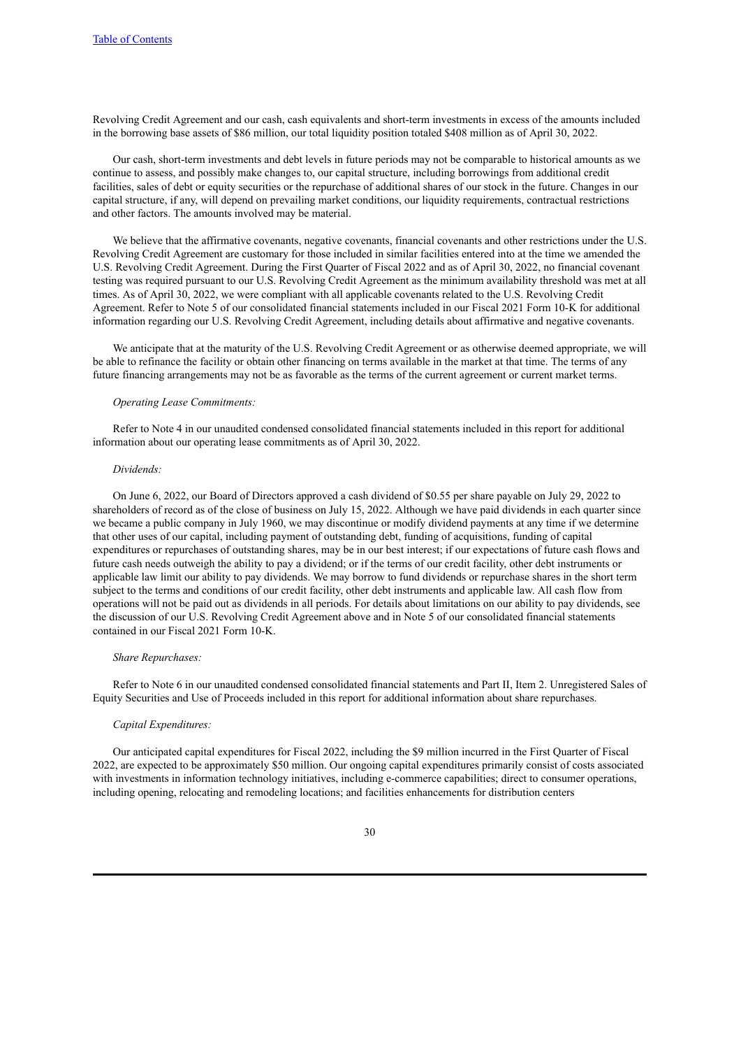Revolving Credit Agreement and our cash, cash equivalents and short-term investments in excess of the amounts included in the borrowing base assets of $86 million, our total liquidity position totaled $408 million as of April 30, 2022.

Our cash, short-term investments and debt levels in future periods may not be comparable to historical amounts as we continue to assess, and possibly make changes to, our capital structure, including borrowings from additional credit facilities, sales of debt or equity securities or the repurchase of additional shares of our stock in the future. Changes in our capital structure, if any, will depend on prevailing market conditions, our liquidity requirements, contractual restrictions and other factors. The amounts involved may be material.

We believe that the affirmative covenants, negative covenants, financial covenants and other restrictions under the U.S. Revolving Credit Agreement are customary for those included in similar facilities entered into at the time we amended the U.S. Revolving Credit Agreement. During the First Quarter of Fiscal 2022 and as of April 30, 2022, no financial covenant testing was required pursuant to our U.S. Revolving Credit Agreement as the minimum availability threshold was met at all times. As of April 30, 2022, we were compliant with all applicable covenants related to the U.S. Revolving Credit Agreement. Refer to Note 5 of our consolidated financial statements included in our Fiscal 2021 Form 10-K for additional information regarding our U.S. Revolving Credit Agreement, including details about affirmative and negative covenants.

We anticipate that at the maturity of the U.S. Revolving Credit Agreement or as otherwise deemed appropriate, we will be able to refinance the facility or obtain other financing on terms available in the market at that time. The terms of any future financing arrangements may not be as favorable as the terms of the current agreement or current market terms.

*Operating Lease Commitments:*

Refer to Note 4 in our unaudited condensed consolidated financial statements included in this report for additional information about our operating lease commitments as of April 30, 2022.

*Dividends:*

On June 6, 2022, our Board of Directors approved a cash dividend of $0.55 per share payable on July 29, 2022 to shareholders of record as of the close of business on July 15, 2022. Although we have paid dividends in each quarter since we became a public company in July 1960, we may discontinue or modify dividend payments at any time if we determine that other uses of our capital, including payment of outstanding debt, funding of acquisitions, funding of capital expenditures or repurchases of outstanding shares, may be in our best interest; if our expectations of future cash flows and future cash needs outweigh the ability to pay a dividend; or if the terms of our credit facility, other debt instruments or applicable law limit our ability to pay dividends. We may borrow to fund dividends or repurchase shares in the short term subject to the terms and conditions of our credit facility, other debt instruments and applicable law. All cash flow from operations will not be paid out as dividends in all periods. For details about limitations on our ability to pay dividends, see the discussion of our U.S. Revolving Credit Agreement above and in Note 5 of our consolidated financial statements contained in our Fiscal 2021 Form 10-K.

*Share Repurchases:*

Refer to Note 6 in our unaudited condensed consolidated financial statements and Part II, Item 2. Unregistered Sales of Equity Securities and Use of Proceeds included in this report for additional information about share repurchases.

*Capital Expenditures:*

Our anticipated capital expenditures for Fiscal 2022, including the $9 million incurred in the First Quarter of Fiscal 2022, are expected to be approximately $50 million. Our ongoing capital expenditures primarily consist of costs associated with investments in information technology initiatives, including e-commerce capabilities; direct to consumer operations, including opening, relocating and remodeling locations; and facilities enhancements for distribution centers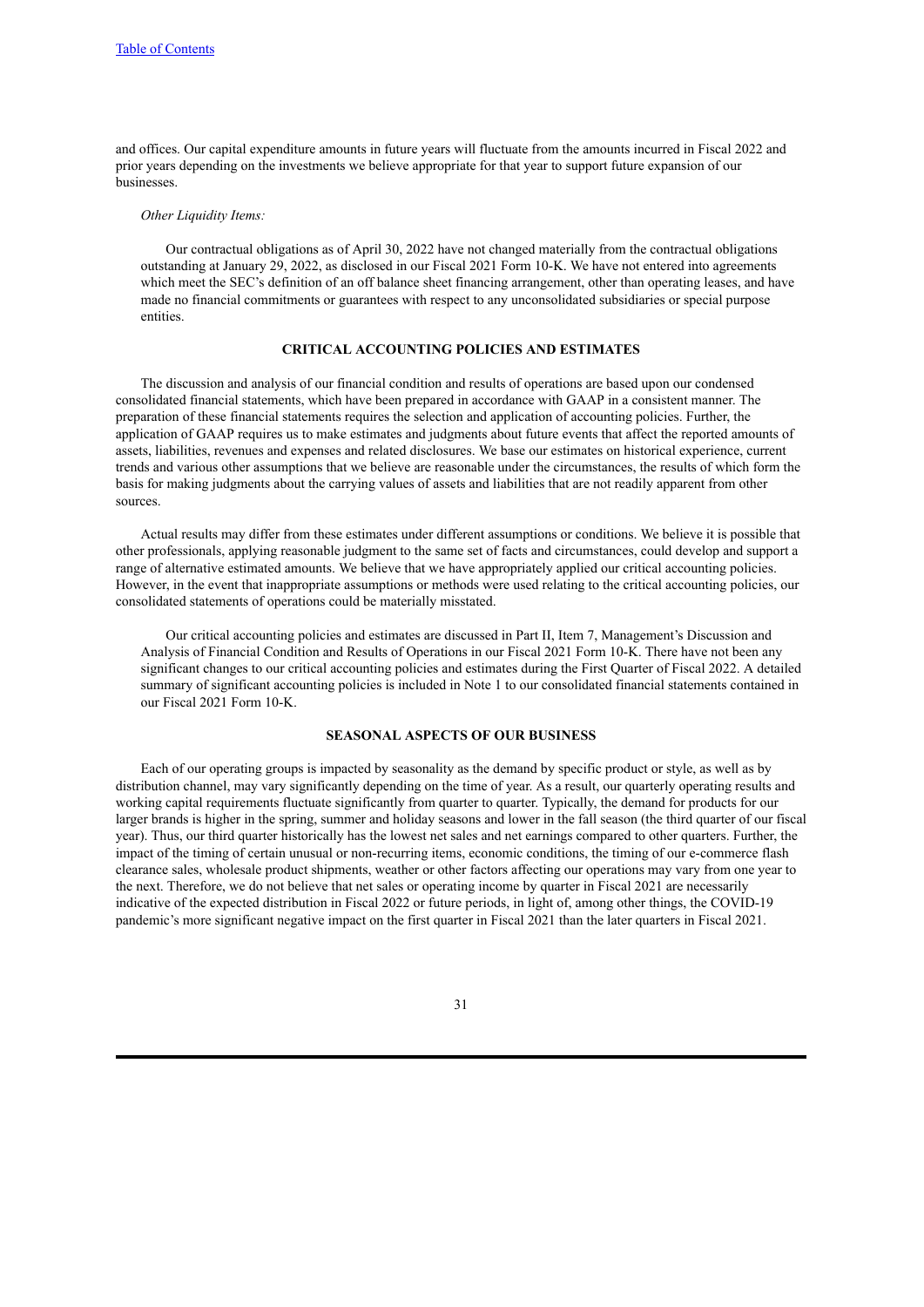and offices. Our capital expenditure amounts in future years will fluctuate from the amounts incurred in Fiscal 2022 and prior years depending on the investments we believe appropriate for that year to support future expansion of our businesses.

*Other Liquidity Items:*

Our contractual obligations as of April 30, 2022 have not changed materially from the contractual obligations outstanding at January 29, 2022, as disclosed in our Fiscal 2021 Form 10-K. We have not entered into agreements which meet the SEC's definition of an off balance sheet financing arrangement, other than operating leases, and have made no financial commitments or guarantees with respect to any unconsolidated subsidiaries or special purpose entities.

## CRITICAL ACCOUNTING POLICIES AND ESTIMATES

The discussion and analysis of our financial condition and results of operations are based upon our condensed consolidated financial statements, which have been prepared in accordance with GAAP in a consistent manner. The preparation of these financial statements requires the selection and application of accounting policies. Further, the application of GAAP requires us to make estimates and judgments about future events that affect the reported amounts of assets, liabilities, revenues and expenses and related disclosures. We base our estimates on historical experience, current trends and various other assumptions that we believe are reasonable under the circumstances, the results of which form the basis for making judgments about the carrying values of assets and liabilities that are not readily apparent from other sources.

Actual results may differ from these estimates under different assumptions or conditions. We believe it is possible that other professionals, applying reasonable judgment to the same set of facts and circumstances, could develop and support a range of alternative estimated amounts. We believe that we have appropriately applied our critical accounting policies. However, in the event that inappropriate assumptions or methods were used relating to the critical accounting policies, our consolidated statements of operations could be materially misstated.

Our critical accounting policies and estimates are discussed in Part II, Item 7, Management's Discussion and Analysis of Financial Condition and Results of Operations in our Fiscal 2021 Form 10-K. There have not been any significant changes to our critical accounting policies and estimates during the First Quarter of Fiscal 2022. A detailed summary of significant accounting policies is included in Note 1 to our consolidated financial statements contained in our Fiscal 2021 Form 10-K.

## SEASONAL ASPECTS OF OUR BUSINESS

Each of our operating groups is impacted by seasonality as the demand by specific product or style, as well as by distribution channel, may vary significantly depending on the time of year. As a result, our quarterly operating results and working capital requirements fluctuate significantly from quarter to quarter. Typically, the demand for products for our larger brands is higher in the spring, summer and holiday seasons and lower in the fall season (the third quarter of our fiscal year). Thus, our third quarter historically has the lowest net sales and net earnings compared to other quarters. Further, the impact of the timing of certain unusual or non-recurring items, economic conditions, the timing of our e-commerce flash clearance sales, wholesale product shipments, weather or other factors affecting our operations may vary from one year to the next. Therefore, we do not believe that net sales or operating income by quarter in Fiscal 2021 are necessarily indicative of the expected distribution in Fiscal 2022 or future periods, in light of, among other things, the COVID-19 pandemic's more significant negative impact on the first quarter in Fiscal 2021 than the later quarters in Fiscal 2021.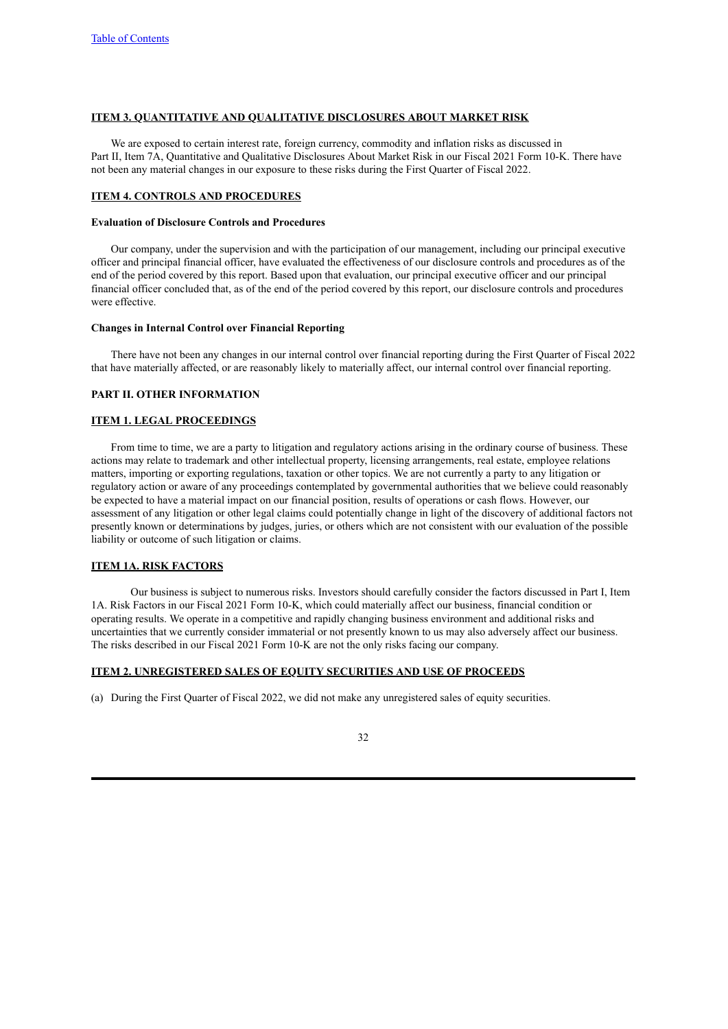## ITEM 3. QUANTITATIVE AND QUALITATIVE DISCLOSURES ABOUT MARKET RISK

We are exposed to certain interest rate, foreign currency, commodity and inflation risks as discussed in Part II, Item 7A, Quantitative and Qualitative Disclosures About Market Risk in our Fiscal 2021 Form 10-K. There have not been any material changes in our exposure to these risks during the First Quarter of Fiscal 2022.

## ITEM 4. CONTROLS AND PROCEDURES

**Evaluation of Disclosure Controls and Procedures**

Our company, under the supervision and with the participation of our management, including our principal executive officer and principal financial officer, have evaluated the effectiveness of our disclosure controls and procedures as of the end of the period covered by this report. Based upon that evaluation, our principal executive officer and our principal financial officer concluded that, as of the end of the period covered by this report, our disclosure controls and procedures were effective.

**Changes in Internal Control over Financial Reporting**

There have not been any changes in our internal control over financial reporting during the First Quarter of Fiscal 2022 that have materially affected, or are reasonably likely to materially affect, our internal control over financial reporting.

# PART II. OTHER INFORMATION

## ITEM 1. LEGAL PROCEEDINGS

From time to time, we are a party to litigation and regulatory actions arising in the ordinary course of business. These actions may relate to trademark and other intellectual property, licensing arrangements, real estate, employee relations matters, importing or exporting regulations, taxation or other topics. We are not currently a party to any litigation or regulatory action or aware of any proceedings contemplated by governmental authorities that we believe could reasonably be expected to have a material impact on our financial position, results of operations or cash flows. However, our assessment of any litigation or other legal claims could potentially change in light of the discovery of additional factors not presently known or determinations by judges, juries, or others which are not consistent with our evaluation of the possible liability or outcome of such litigation or claims.

## ITEM 1A. RISK FACTORS

Our business is subject to numerous risks. Investors should carefully consider the factors discussed in Part I, Item 1A. Risk Factors in our Fiscal 2021 Form 10-K, which could materially affect our business, financial condition or operating results. We operate in a competitive and rapidly changing business environment and additional risks and uncertainties that we currently consider immaterial or not presently known to us may also adversely affect our business. The risks described in our Fiscal 2021 Form 10-K are not the only risks facing our company.

## ITEM 2. UNREGISTERED SALES OF EQUITY SECURITIES AND USE OF PROCEEDS

(a) During the First Quarter of Fiscal 2022, we did not make any unregistered sales of equity securities.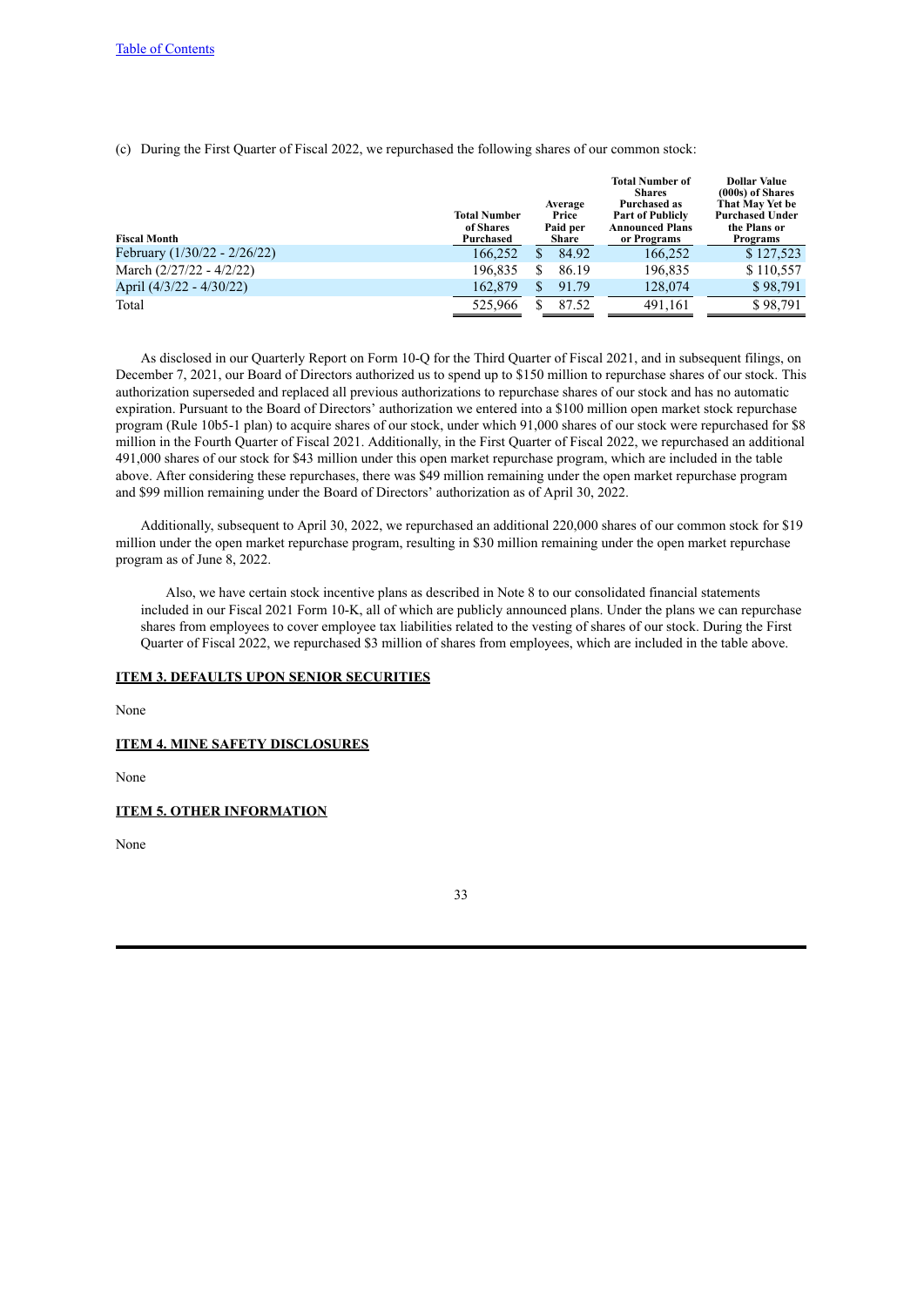[Table of Contents](#)

(c) During the First Quarter of Fiscal 2022, we repurchased the following shares of our common stock:

| Fiscal Month | Total Number of Shares Purchased | Average Price Paid per Share | Total Number of Shares Purchased as Part of Publicly Announced Plans or Programs | Dollar Value (000s) of Shares That May Yet be Purchased Under the Plans or Programs |
|---|---|---|---|---|
| February (1/30/22 - 2/26/22) | 166,252 | $ 84.92 | 166,252 | $ 127,523 |
| March (2/27/22 - 4/2/22) | 196,835 | $ 86.19 | 196,835 | $ 110,557 |
| April (4/3/22 - 4/30/22) | 162,879 | $ 91.79 | 128,074 | $ 98,791 |
| Total | 525,966 | $ 87.52 | 491,161 | $ 98,791 |

As disclosed in our Quarterly Report on Form 10-Q for the Third Quarter of Fiscal 2021, and in subsequent filings, on December 7, 2021, our Board of Directors authorized us to spend up to $150 million to repurchase shares of our stock. This authorization superseded and replaced all previous authorizations to repurchase shares of our stock and has no automatic expiration. Pursuant to the Board of Directors' authorization we entered into a $100 million open market stock repurchase program (Rule 10b5-1 plan) to acquire shares of our stock, under which 91,000 shares of our stock were repurchased for $8 million in the Fourth Quarter of Fiscal 2021. Additionally, in the First Quarter of Fiscal 2022, we repurchased an additional 491,000 shares of our stock for $43 million under this open market repurchase program, which are included in the table above. After considering these repurchases, there was $49 million remaining under the open market repurchase program and $99 million remaining under the Board of Directors' authorization as of April 30, 2022.

Additionally, subsequent to April 30, 2022, we repurchased an additional 220,000 shares of our common stock for $19 million under the open market repurchase program, resulting in $30 million remaining under the open market repurchase program as of June 8, 2022.

Also, we have certain stock incentive plans as described in Note 8 to our consolidated financial statements included in our Fiscal 2021 Form 10-K, all of which are publicly announced plans. Under the plans we can repurchase shares from employees to cover employee tax liabilities related to the vesting of shares of our stock. During the First Quarter of Fiscal 2022, we repurchased $3 million of shares from employees, which are included in the table above.

## ITEM 3. DEFAULTS UPON SENIOR SECURITIES

None

## ITEM 4. MINE SAFETY DISCLOSURES

None

## ITEM 5. OTHER INFORMATION

None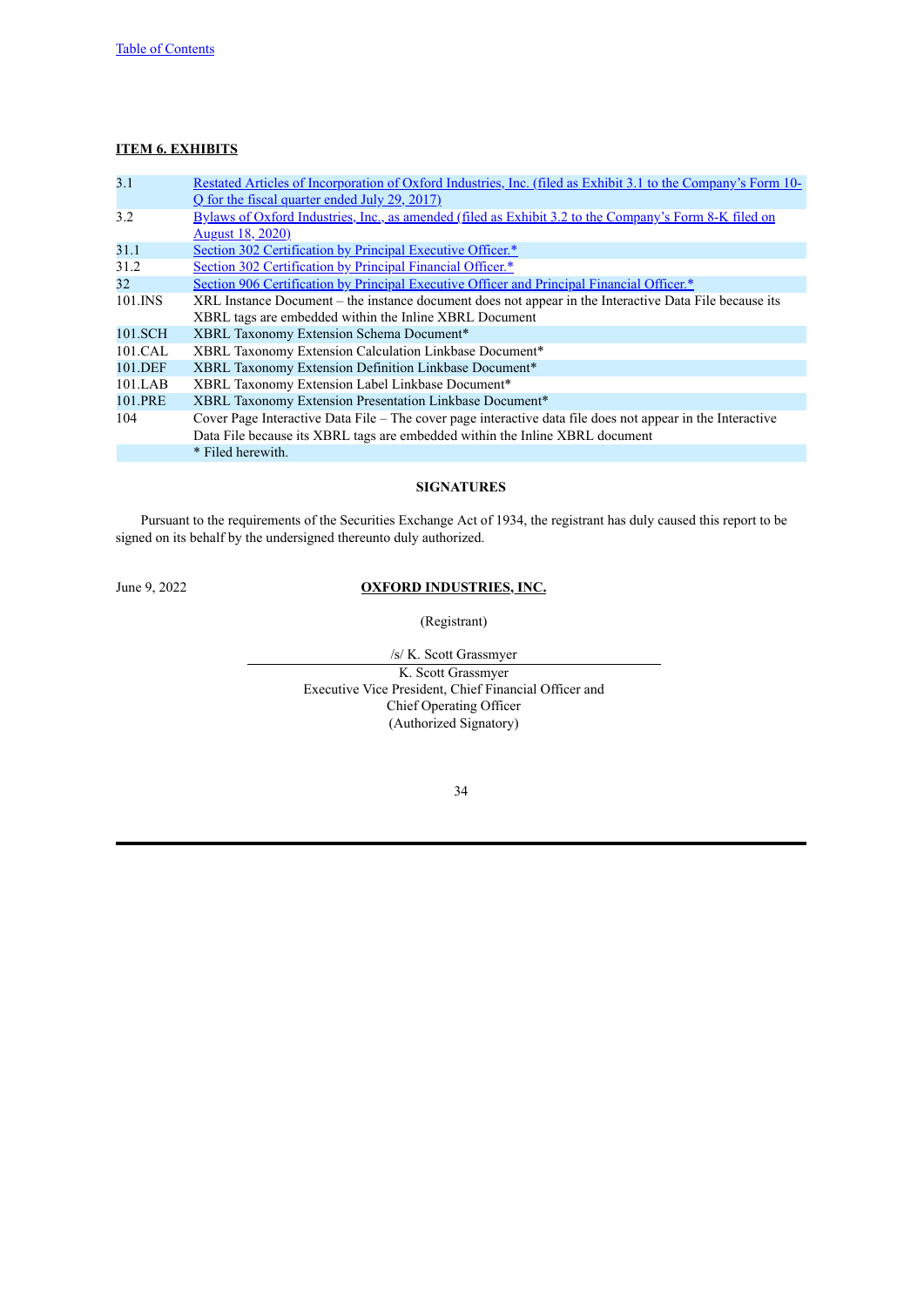**ITEM 6. EXHIBITS**

| | |
|---|---|
| 3.1 | Restated Articles of Incorporation of Oxford Industries, Inc. (filed as Exhibit 3.1 to the Company's Form 10-Q for the fiscal quarter ended July 29, 2017) |
| 3.2 | Bylaws of Oxford Industries, Inc., as amended (filed as Exhibit 3.2 to the Company's Form 8-K filed on August 18, 2020) |
| 31.1 | Section 302 Certification by Principal Executive Officer.* |
| 31.2 | Section 302 Certification by Principal Financial Officer.* |
| 32 | Section 906 Certification by Principal Executive Officer and Principal Financial Officer.* |
| 101.INS | XRL Instance Document – the instance document does not appear in the Interactive Data File because its XBRL tags are embedded within the Inline XBRL Document |
| 101.SCH | XBRL Taxonomy Extension Schema Document* |
| 101.CAL | XBRL Taxonomy Extension Calculation Linkbase Document* |
| 101.DEF | XBRL Taxonomy Extension Definition Linkbase Document* |
| 101.LAB | XBRL Taxonomy Extension Label Linkbase Document* |
| 101.PRE | XBRL Taxonomy Extension Presentation Linkbase Document* |
| 104 | Cover Page Interactive Data File – The cover page interactive data file does not appear in the Interactive Data File because its XBRL tags are embedded within the Inline XBRL document |
| | * Filed herewith. |

**SIGNATURES**

Pursuant to the requirements of the Securities Exchange Act of 1934, the registrant has duly caused this report to be signed on its behalf by the undersigned thereunto duly authorized.

June 9, 2022

**OXFORD INDUSTRIES, INC.**

(Registrant)

/s/ K. Scott Grassmyer

K. Scott Grassmyer
Executive Vice President, Chief Financial Officer and
Chief Operating Officer
(Authorized Signatory)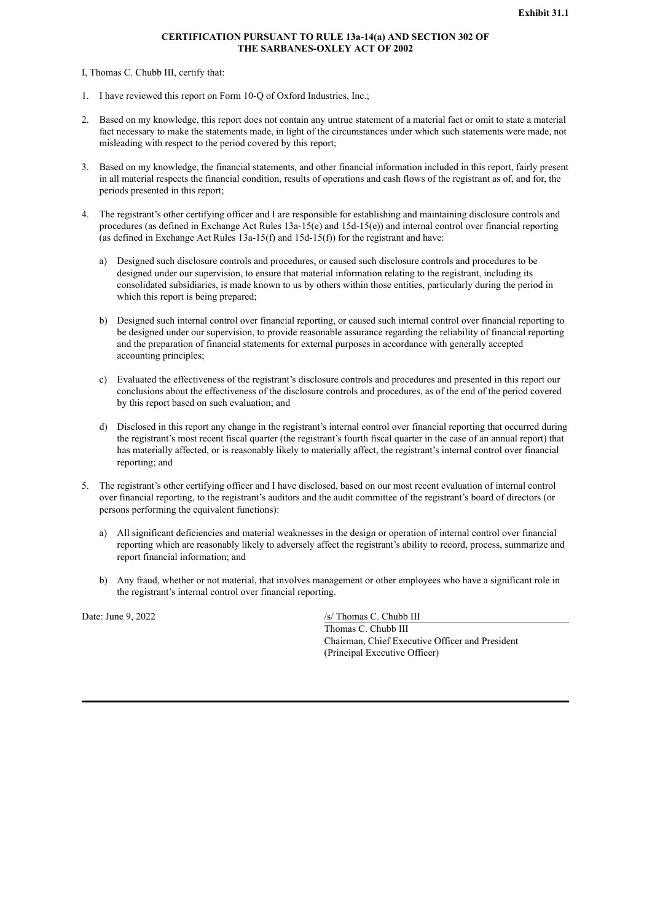**Exhibit 31.1**

**CERTIFICATION PURSUANT TO RULE 13a-14(a) AND SECTION 302 OF THE SARBANES-OXLEY ACT OF 2002**

I, Thomas C. Chubb III, certify that:

1. I have reviewed this report on Form 10-Q of Oxford Industries, Inc.;

2. Based on my knowledge, this report does not contain any untrue statement of a material fact or omit to state a material fact necessary to make the statements made, in light of the circumstances under which such statements were made, not misleading with respect to the period covered by this report;

3. Based on my knowledge, the financial statements, and other financial information included in this report, fairly present in all material respects the financial condition, results of operations and cash flows of the registrant as of, and for, the periods presented in this report;

4. The registrant's other certifying officer and I are responsible for establishing and maintaining disclosure controls and procedures (as defined in Exchange Act Rules 13a-15(e) and 15d-15(e)) and internal control over financial reporting (as defined in Exchange Act Rules 13a-15(f) and 15d-15(f)) for the registrant and have:

   a) Designed such disclosure controls and procedures, or caused such disclosure controls and procedures to be designed under our supervision, to ensure that material information relating to the registrant, including its consolidated subsidiaries, is made known to us by others within those entities, particularly during the period in which this report is being prepared;

   b) Designed such internal control over financial reporting, or caused such internal control over financial reporting to be designed under our supervision, to provide reasonable assurance regarding the reliability of financial reporting and the preparation of financial statements for external purposes in accordance with generally accepted accounting principles;

   c) Evaluated the effectiveness of the registrant's disclosure controls and procedures and presented in this report our conclusions about the effectiveness of the disclosure controls and procedures, as of the end of the period covered by this report based on such evaluation; and

   d) Disclosed in this report any change in the registrant's internal control over financial reporting that occurred during the registrant's most recent fiscal quarter (the registrant's fourth fiscal quarter in the case of an annual report) that has materially affected, or is reasonably likely to materially affect, the registrant's internal control over financial reporting; and

5. The registrant's other certifying officer and I have disclosed, based on our most recent evaluation of internal control over financial reporting, to the registrant's auditors and the audit committee of the registrant's board of directors (or persons performing the equivalent functions):

   a) All significant deficiencies and material weaknesses in the design or operation of internal control over financial reporting which are reasonably likely to adversely affect the registrant's ability to record, process, summarize and report financial information; and

   b) Any fraud, whether or not material, that involves management or other employees who have a significant role in the registrant's internal control over financial reporting.

Date: June 9, 2022

/s/ Thomas C. Chubb III
Thomas C. Chubb III
Chairman, Chief Executive Officer and President
(Principal Executive Officer)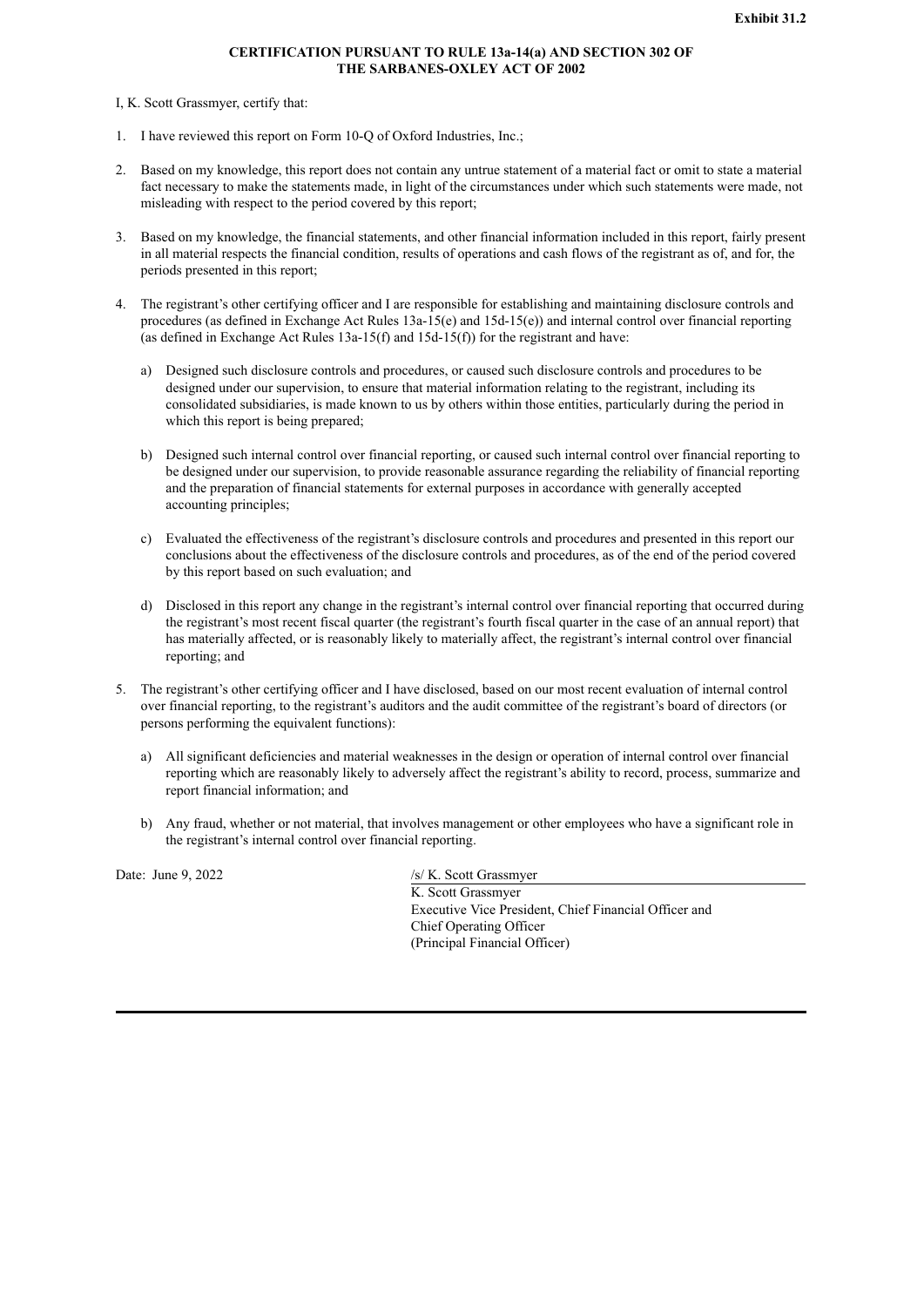**Exhibit 31.2**

**CERTIFICATION PURSUANT TO RULE 13a-14(a) AND SECTION 302 OF THE SARBANES-OXLEY ACT OF 2002**

I, K. Scott Grassmyer, certify that:

1. I have reviewed this report on Form 10-Q of Oxford Industries, Inc.;

2. Based on my knowledge, this report does not contain any untrue statement of a material fact or omit to state a material fact necessary to make the statements made, in light of the circumstances under which such statements were made, not misleading with respect to the period covered by this report;

3. Based on my knowledge, the financial statements, and other financial information included in this report, fairly present in all material respects the financial condition, results of operations and cash flows of the registrant as of, and for, the periods presented in this report;

4. The registrant's other certifying officer and I are responsible for establishing and maintaining disclosure controls and procedures (as defined in Exchange Act Rules 13a-15(e) and 15d-15(e)) and internal control over financial reporting (as defined in Exchange Act Rules 13a-15(f) and 15d-15(f)) for the registrant and have:

   a) Designed such disclosure controls and procedures, or caused such disclosure controls and procedures to be designed under our supervision, to ensure that material information relating to the registrant, including its consolidated subsidiaries, is made known to us by others within those entities, particularly during the period in which this report is being prepared;

   b) Designed such internal control over financial reporting, or caused such internal control over financial reporting to be designed under our supervision, to provide reasonable assurance regarding the reliability of financial reporting and the preparation of financial statements for external purposes in accordance with generally accepted accounting principles;

   c) Evaluated the effectiveness of the registrant's disclosure controls and procedures and presented in this report our conclusions about the effectiveness of the disclosure controls and procedures, as of the end of the period covered by this report based on such evaluation; and

   d) Disclosed in this report any change in the registrant's internal control over financial reporting that occurred during the registrant's most recent fiscal quarter (the registrant's fourth fiscal quarter in the case of an annual report) that has materially affected, or is reasonably likely to materially affect, the registrant's internal control over financial reporting; and

5. The registrant's other certifying officer and I have disclosed, based on our most recent evaluation of internal control over financial reporting, to the registrant's auditors and the audit committee of the registrant's board of directors (or persons performing the equivalent functions):

   a) All significant deficiencies and material weaknesses in the design or operation of internal control over financial reporting which are reasonably likely to adversely affect the registrant's ability to record, process, summarize and report financial information; and

   b) Any fraud, whether or not material, that involves management or other employees who have a significant role in the registrant's internal control over financial reporting.

Date: June 9, 2022

/s/ K. Scott Grassmyer

K. Scott Grassmyer
Executive Vice President, Chief Financial Officer and Chief Operating Officer
(Principal Financial Officer)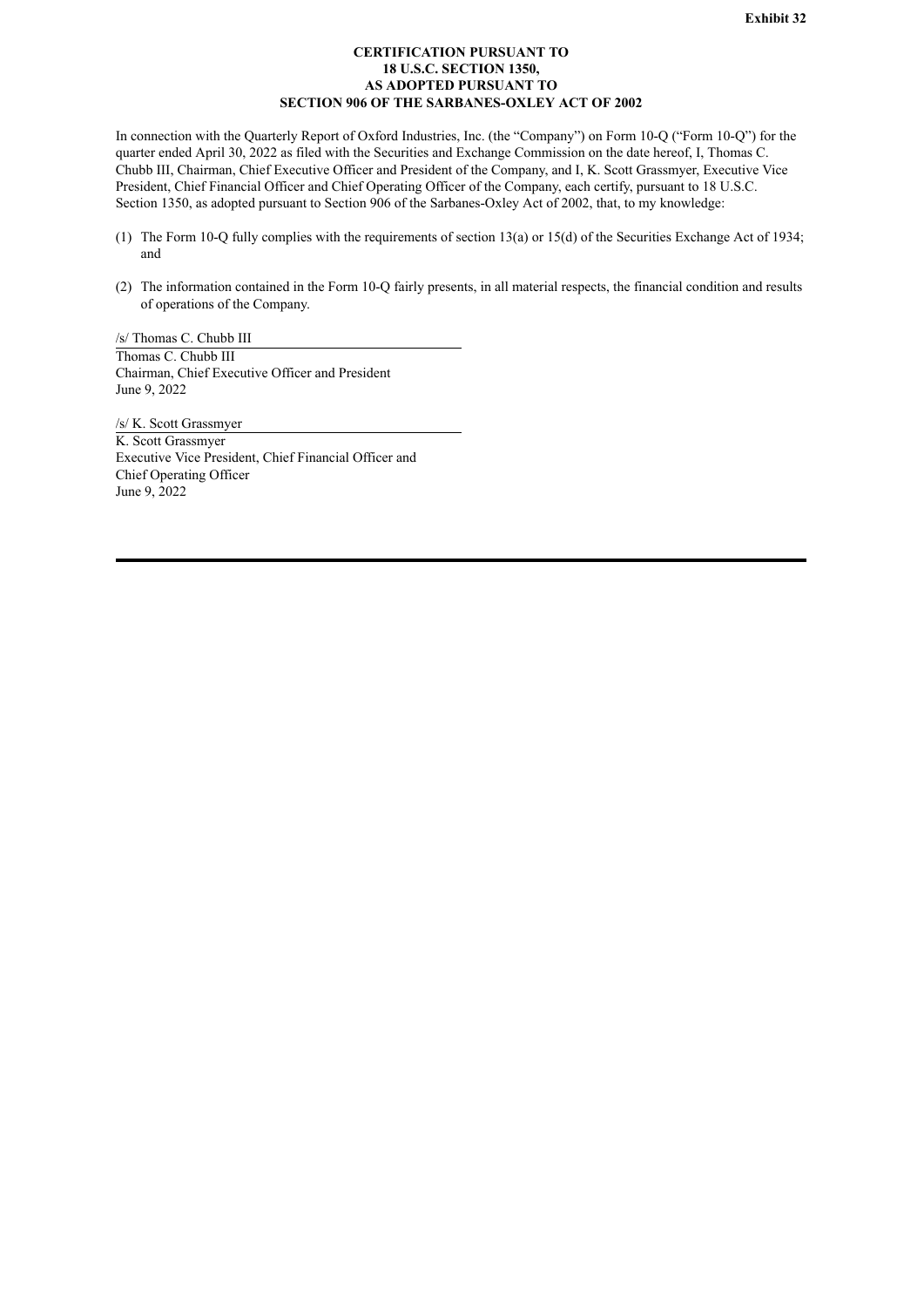**Exhibit 32**

**CERTIFICATION PURSUANT TO
18 U.S.C. SECTION 1350,
AS ADOPTED PURSUANT TO
SECTION 906 OF THE SARBANES-OXLEY ACT OF 2002**

In connection with the Quarterly Report of Oxford Industries, Inc. (the "Company") on Form 10-Q ("Form 10-Q") for the quarter ended April 30, 2022 as filed with the Securities and Exchange Commission on the date hereof, I, Thomas C. Chubb III, Chairman, Chief Executive Officer and President of the Company, and I, K. Scott Grassmyer, Executive Vice President, Chief Financial Officer and Chief Operating Officer of the Company, each certify, pursuant to 18 U.S.C. Section 1350, as adopted pursuant to Section 906 of the Sarbanes-Oxley Act of 2002, that, to my knowledge:

(1) The Form 10-Q fully complies with the requirements of section 13(a) or 15(d) of the Securities Exchange Act of 1934; and

(2) The information contained in the Form 10-Q fairly presents, in all material respects, the financial condition and results of operations of the Company.

/s/ Thomas C. Chubb III

Thomas C. Chubb III
Chairman, Chief Executive Officer and President
June 9, 2022

/s/ K. Scott Grassmyer

K. Scott Grassmyer
Executive Vice President, Chief Financial Officer and Chief Operating Officer
June 9, 2022